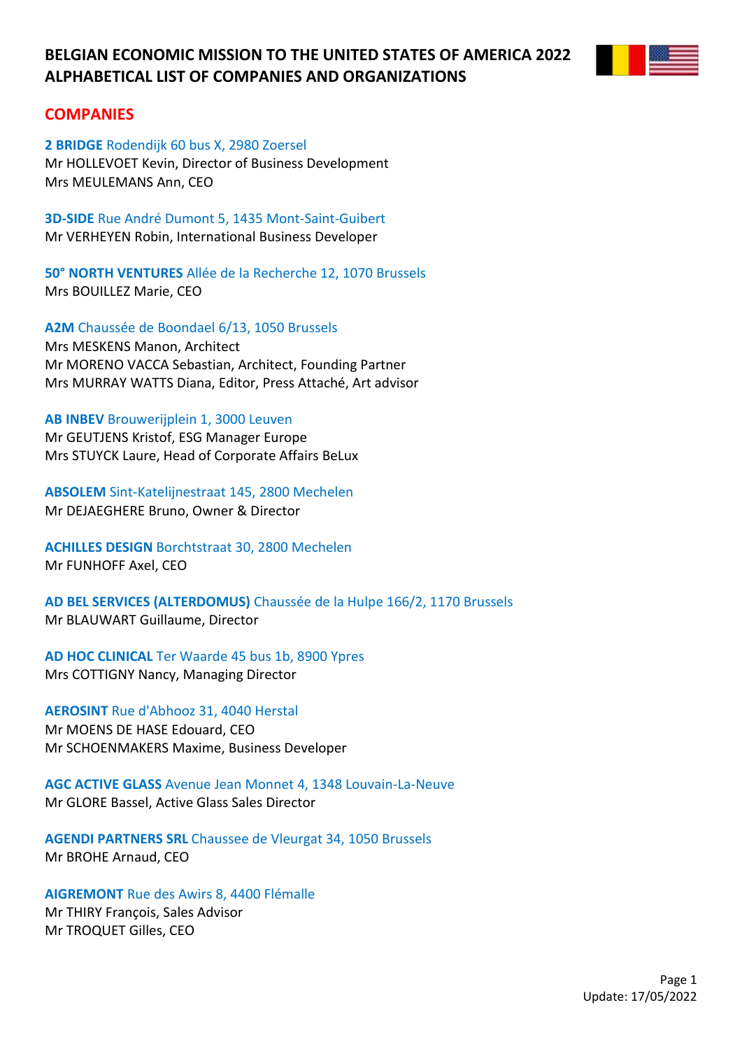# BELGIAN ECONOMIC MISSION TO THE UNITED STATES OF AMERICA 2022
# ALPHABETICAL LIST OF COMPANIES AND ORGANIZATIONS

## COMPANIES

**2 BRIDGE** Rodendijk 60 bus X, 2980 Zoersel
Mr HOLLEVOET Kevin, Director of Business Development
Mrs MEULEMANS Ann, CEO

**3D-SIDE** Rue André Dumont 5, 1435 Mont-Saint-Guibert
Mr VERHEYEN Robin, International Business Developer

**50° NORTH VENTURES** Allée de la Recherche 12, 1070 Brussels
Mrs BOUILLEZ Marie, CEO

**A2M** Chaussée de Boondael 6/13, 1050 Brussels
Mrs MESKENS Manon, Architect
Mr MORENO VACCA Sebastian, Architect, Founding Partner
Mrs MURRAY WATTS Diana, Editor, Press Attaché, Art advisor

**AB INBEV** Brouwerijplein 1, 3000 Leuven
Mr GEUTJENS Kristof, ESG Manager Europe
Mrs STUYCK Laure, Head of Corporate Affairs BeLux

**ABSOLEM** Sint-Katelijnestraat 145, 2800 Mechelen
Mr DEJAEGHERE Bruno, Owner & Director

**ACHILLES DESIGN** Borchtstraat 30, 2800 Mechelen
Mr FUNHOFF Axel, CEO

**AD BEL SERVICES (ALTERDOMUS)** Chaussée de la Hulpe 166/2, 1170 Brussels
Mr BLAUWART Guillaume, Director

**AD HOC CLINICAL** Ter Waarde 45 bus 1b, 8900 Ypres
Mrs COTTIGNY Nancy, Managing Director

**AEROSINT** Rue d'Abhooz 31, 4040 Herstal
Mr MOENS DE HASE Edouard, CEO
Mr SCHOENMAKERS Maxime, Business Developer

**AGC ACTIVE GLASS** Avenue Jean Monnet 4, 1348 Louvain-La-Neuve
Mr GLORE Bassel, Active Glass Sales Director

**AGENDI PARTNERS SRL** Chaussee de Vleurgat 34, 1050 Brussels
Mr BROHE Arnaud, CEO

**AIGREMONT** Rue des Awirs 8, 4400 Flémalle
Mr THIRY François, Sales Advisor
Mr TROQUET Gilles, CEO

Update: 17/05/2022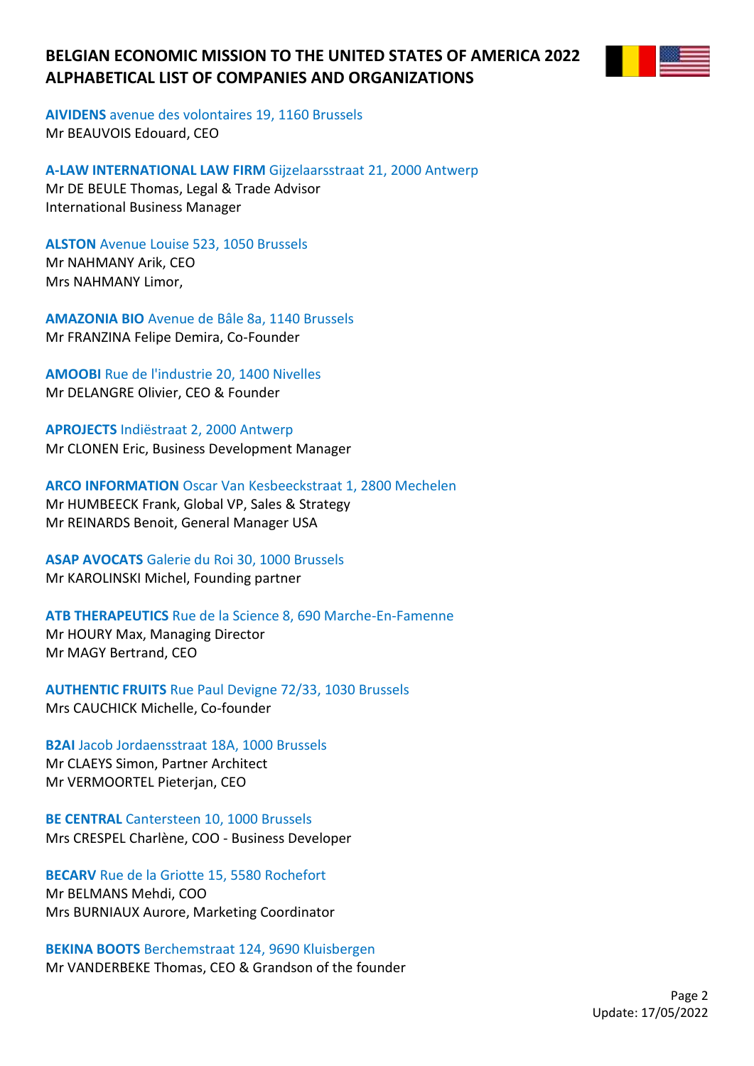# BELGIAN ECONOMIC MISSION TO THE UNITED STATES OF AMERICA 2022
# ALPHABETICAL LIST OF COMPANIES AND ORGANIZATIONS

**AIVIDENS** avenue des volontaires 19, 1160 Brussels
Mr BEAUVOIS Edouard, CEO

**A-LAW INTERNATIONAL LAW FIRM** Gijzelaarsstraat 21, 2000 Antwerp
Mr DE BEULE Thomas, Legal & Trade Advisor
International Business Manager

**ALSTON** Avenue Louise 523, 1050 Brussels
Mr NAHMANY Arik, CEO
Mrs NAHMANY Limor,

**AMAZONIA BIO** Avenue de Bâle 8a, 1140 Brussels
Mr FRANZINA Felipe Demira, Co-Founder

**AMOOBI** Rue de l'industrie 20, 1400 Nivelles
Mr DELANGRE Olivier, CEO & Founder

**APROJECTS** Indiëstraat 2, 2000 Antwerp
Mr CLONEN Eric, Business Development Manager

**ARCO INFORMATION** Oscar Van Kesbeeckstraat 1, 2800 Mechelen
Mr HUMBEECK Frank, Global VP, Sales & Strategy
Mr REINARDS Benoit, General Manager USA

**ASAP AVOCATS** Galerie du Roi 30, 1000 Brussels
Mr KAROLINSKI Michel, Founding partner

**ATB THERAPEUTICS** Rue de la Science 8, 690 Marche-En-Famenne
Mr HOURY Max, Managing Director
Mr MAGY Bertrand, CEO

**AUTHENTIC FRUITS** Rue Paul Devigne 72/33, 1030 Brussels
Mrs CAUCHICK Michelle, Co-founder

**B2AI** Jacob Jordaensstraat 18A, 1000 Brussels
Mr CLAEYS Simon, Partner Architect
Mr VERMOORTEL Pieterjan, CEO

**BE CENTRAL** Cantersteen 10, 1000 Brussels
Mrs CRESPEL Charlène, COO - Business Developer

**BECARV** Rue de la Griotte 15, 5580 Rochefort
Mr BELMANS Mehdi, COO
Mrs BURNIAUX Aurore, Marketing Coordinator

**BEKINA BOOTS** Berchemstraat 124, 9690 Kluisbergen
Mr VANDERBEKE Thomas, CEO & Grandson of the founder

Update: 17/05/2022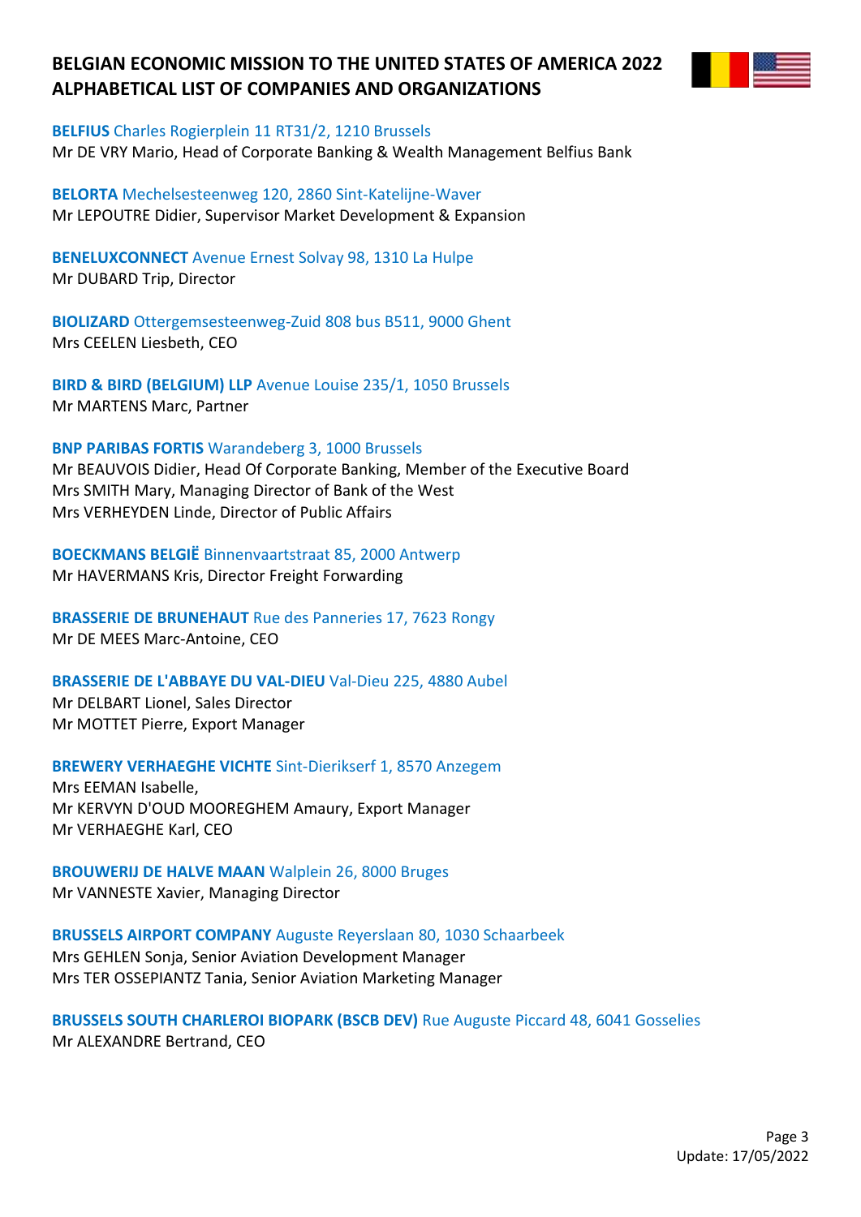# BELGIAN ECONOMIC MISSION TO THE UNITED STATES OF AMERICA 2022
# ALPHABETICAL LIST OF COMPANIES AND ORGANIZATIONS

**BELFIUS** Charles Rogierplein 11 RT31/2, 1210 Brussels
Mr DE VRY Mario, Head of Corporate Banking & Wealth Management Belfius Bank

**BELORTA** Mechelsesteenweg 120, 2860 Sint-Katelijne-Waver
Mr LEPOUTRE Didier, Supervisor Market Development & Expansion

**BENELUXCONNECT** Avenue Ernest Solvay 98, 1310 La Hulpe
Mr DUBARD Trip, Director

**BIOLIZARD** Ottergemsesteenweg-Zuid 808 bus B511, 9000 Ghent
Mrs CEELEN Liesbeth, CEO

**BIRD & BIRD (BELGIUM) LLP** Avenue Louise 235/1, 1050 Brussels
Mr MARTENS Marc, Partner

**BNP PARIBAS FORTIS** Warandeberg 3, 1000 Brussels
Mr BEAUVOIS Didier, Head Of Corporate Banking, Member of the Executive Board
Mrs SMITH Mary, Managing Director of Bank of the West
Mrs VERHEYDEN Linde, Director of Public Affairs

**BOECKMANS BELGIË** Binnenvaartstraat 85, 2000 Antwerp
Mr HAVERMANS Kris, Director Freight Forwarding

**BRASSERIE DE BRUNEHAUT** Rue des Panneries 17, 7623 Rongy
Mr DE MEES Marc-Antoine, CEO

**BRASSERIE DE L'ABBAYE DU VAL-DIEU** Val-Dieu 225, 4880 Aubel
Mr DELBART Lionel, Sales Director
Mr MOTTET Pierre, Export Manager

**BREWERY VERHAEGHE VICHTE** Sint-Dierikserf 1, 8570 Anzegem
Mrs EEMAN Isabelle,
Mr KERVYN D'OUD MOOREGHEM Amaury, Export Manager
Mr VERHAEGHE Karl, CEO

**BROUWERIJ DE HALVE MAAN** Walplein 26, 8000 Bruges
Mr VANNESTE Xavier, Managing Director

**BRUSSELS AIRPORT COMPANY** Auguste Reyerslaan 80, 1030 Schaarbeek
Mrs GEHLEN Sonja, Senior Aviation Development Manager
Mrs TER OSSEPIANTZ Tania, Senior Aviation Marketing Manager

**BRUSSELS SOUTH CHARLEROI BIOPARK (BSCB DEV)** Rue Auguste Piccard 48, 6041 Gosselies
Mr ALEXANDRE Bertrand, CEO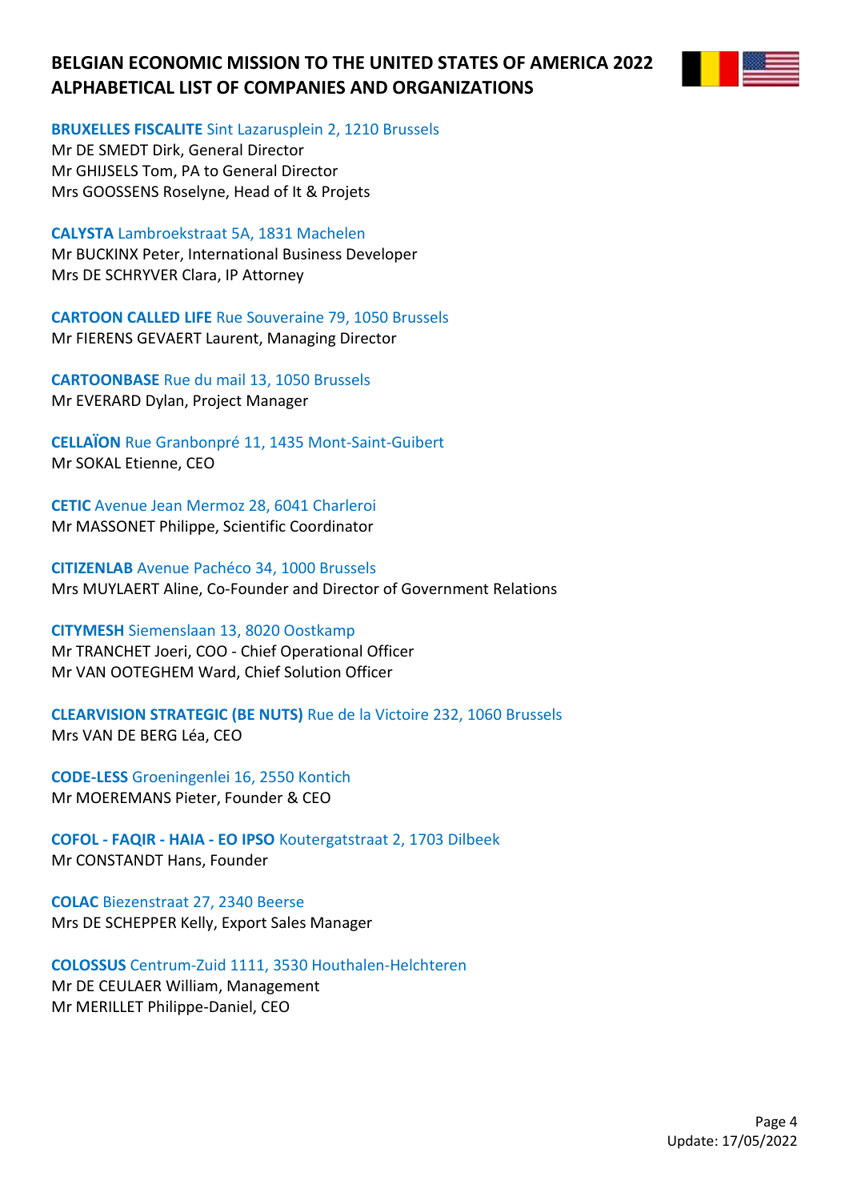# BELGIAN ECONOMIC MISSION TO THE UNITED STATES OF AMERICA 2022
# ALPHABETICAL LIST OF COMPANIES AND ORGANIZATIONS

**BRUXELLES FISCALITE** Sint Lazarusplein 2, 1210 Brussels
Mr DE SMEDT Dirk, General Director
Mr GHIJSELS Tom, PA to General Director
Mrs GOOSSENS Roselyne, Head of It & Projets

**CALYSTA** Lambroekstraat 5A, 1831 Machelen
Mr BUCKINX Peter, International Business Developer
Mrs DE SCHRYVER Clara, IP Attorney

**CARTOON CALLED LIFE** Rue Souveraine 79, 1050 Brussels
Mr FIERENS GEVAERT Laurent, Managing Director

**CARTOONBASE** Rue du mail 13, 1050 Brussels
Mr EVERARD Dylan, Project Manager

**CELLAÏON** Rue Granbonpré 11, 1435 Mont-Saint-Guibert
Mr SOKAL Etienne, CEO

**CETIC** Avenue Jean Mermoz 28, 6041 Charleroi
Mr MASSONET Philippe, Scientific Coordinator

**CITIZENLAB** Avenue Pachéco 34, 1000 Brussels
Mrs MUYLAERT Aline, Co-Founder and Director of Government Relations

**CITYMESH** Siemenslaan 13, 8020 Oostkamp
Mr TRANCHET Joeri, COO - Chief Operational Officer
Mr VAN OOTEGHEM Ward, Chief Solution Officer

**CLEARVISION STRATEGIC (BE NUTS)** Rue de la Victoire 232, 1060 Brussels
Mrs VAN DE BERG Léa, CEO

**CODE-LESS** Groeningenlei 16, 2550 Kontich
Mr MOEREMANS Pieter, Founder & CEO

**COFOL - FAQIR - HAIA - EO IPSO** Koutergatstraat 2, 1703 Dilbeek
Mr CONSTANDT Hans, Founder

**COLAC** Biezenstraat 27, 2340 Beerse
Mrs DE SCHEPPER Kelly, Export Sales Manager

**COLOSSUS** Centrum-Zuid 1111, 3530 Houthalen-Helchteren
Mr DE CEULAER William, Management
Mr MERILLET Philippe-Daniel, CEO

Update: 17/05/2022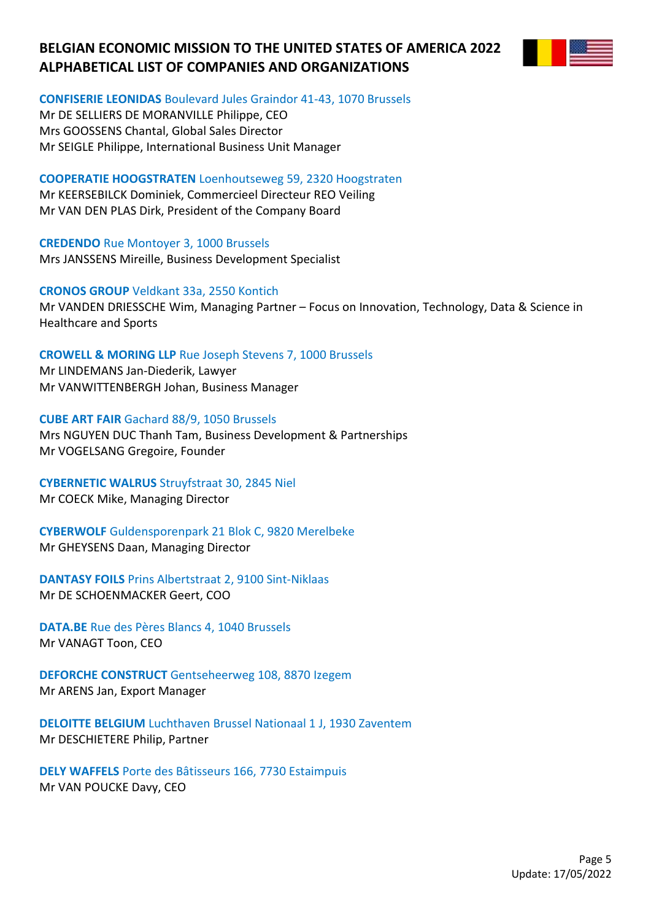# BELGIAN ECONOMIC MISSION TO THE UNITED STATES OF AMERICA 2022
# ALPHABETICAL LIST OF COMPANIES AND ORGANIZATIONS

**CONFISERIE LEONIDAS** Boulevard Jules Graindor 41-43, 1070 Brussels
Mr DE SELLIERS DE MORANVILLE Philippe, CEO
Mrs GOOSSENS Chantal, Global Sales Director
Mr SEIGLE Philippe, International Business Unit Manager

**COOPERATIE HOOGSTRATEN** Loenhoutseweg 59, 2320 Hoogstraten
Mr KEERSEBILCK Dominiek, Commercieel Directeur REO Veiling
Mr VAN DEN PLAS Dirk, President of the Company Board

**CREDENDO** Rue Montoyer 3, 1000 Brussels
Mrs JANSSENS Mireille, Business Development Specialist

**CRONOS GROUP** Veldkant 33a, 2550 Kontich
Mr VANDEN DRIESSCHE Wim, Managing Partner – Focus on Innovation, Technology, Data & Science in Healthcare and Sports

**CROWELL & MORING LLP** Rue Joseph Stevens 7, 1000 Brussels
Mr LINDEMANS Jan-Diederik, Lawyer
Mr VANWITTENBERGH Johan, Business Manager

**CUBE ART FAIR** Gachard 88/9, 1050 Brussels
Mrs NGUYEN DUC Thanh Tam, Business Development & Partnerships
Mr VOGELSANG Gregoire, Founder

**CYBERNETIC WALRUS** Struyfstraat 30, 2845 Niel
Mr COECK Mike, Managing Director

**CYBERWOLF** Guldensporenpark 21 Blok C, 9820 Merelbeke
Mr GHEYSENS Daan, Managing Director

**DANTASY FOILS** Prins Albertstraat 2, 9100 Sint-Niklaas
Mr DE SCHOENMACKER Geert, COO

**DATA.BE** Rue des Pères Blancs 4, 1040 Brussels
Mr VANAGT Toon, CEO

**DEFORCHE CONSTRUCT** Gentseheerweg 108, 8870 Izegem
Mr ARENS Jan, Export Manager

**DELOITTE BELGIUM** Luchthaven Brussel Nationaal 1 J, 1930 Zaventem
Mr DESCHIETERE Philip, Partner

**DELY WAFFELS** Porte des Bâtisseurs 166, 7730 Estaimpuis
Mr VAN POUCKE Davy, CEO

Update: 17/05/2022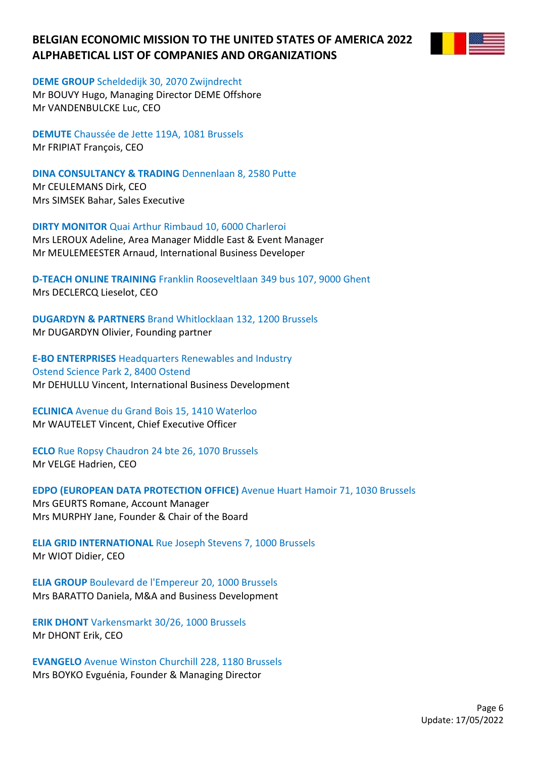# BELGIAN ECONOMIC MISSION TO THE UNITED STATES OF AMERICA 2022
# ALPHABETICAL LIST OF COMPANIES AND ORGANIZATIONS

**DEME GROUP** Scheldedijk 30, 2070 Zwijndrecht
Mr BOUVY Hugo, Managing Director DEME Offshore
Mr VANDENBULCKE Luc, CEO

**DEMUTE** Chaussée de Jette 119A, 1081 Brussels
Mr FRIPIAT François, CEO

**DINA CONSULTANCY & TRADING** Dennenlaan 8, 2580 Putte
Mr CEULEMANS Dirk, CEO
Mrs SIMSEK Bahar, Sales Executive

**DIRTY MONITOR** Quai Arthur Rimbaud 10, 6000 Charleroi
Mrs LEROUX Adeline, Area Manager Middle East & Event Manager
Mr MEULEMEESTER Arnaud, International Business Developer

**D-TEACH ONLINE TRAINING** Franklin Rooseveltlaan 349 bus 107, 9000 Ghent
Mrs DECLERCQ Lieselot, CEO

**DUGARDYN & PARTNERS** Brand Whitlocklaan 132, 1200 Brussels
Mr DUGARDYN Olivier, Founding partner

**E-BO ENTERPRISES** Headquarters Renewables and Industry
Ostend Science Park 2, 8400 Ostend
Mr DEHULLU Vincent, International Business Development

**ECLINICA** Avenue du Grand Bois 15, 1410 Waterloo
Mr WAUTELET Vincent, Chief Executive Officer

**ECLO** Rue Ropsy Chaudron 24 bte 26, 1070 Brussels
Mr VELGE Hadrien, CEO

**EDPO (EUROPEAN DATA PROTECTION OFFICE)** Avenue Huart Hamoir 71, 1030 Brussels
Mrs GEURTS Romane, Account Manager
Mrs MURPHY Jane, Founder & Chair of the Board

**ELIA GRID INTERNATIONAL** Rue Joseph Stevens 7, 1000 Brussels
Mr WIOT Didier, CEO

**ELIA GROUP** Boulevard de l'Empereur 20, 1000 Brussels
Mrs BARATTO Daniela, M&A and Business Development

**ERIK DHONT** Varkensmarkt 30/26, 1000 Brussels
Mr DHONT Erik, CEO

**EVANGELO** Avenue Winston Churchill 228, 1180 Brussels
Mrs BOYKO Evguénia, Founder & Managing Director

Update: 17/05/2022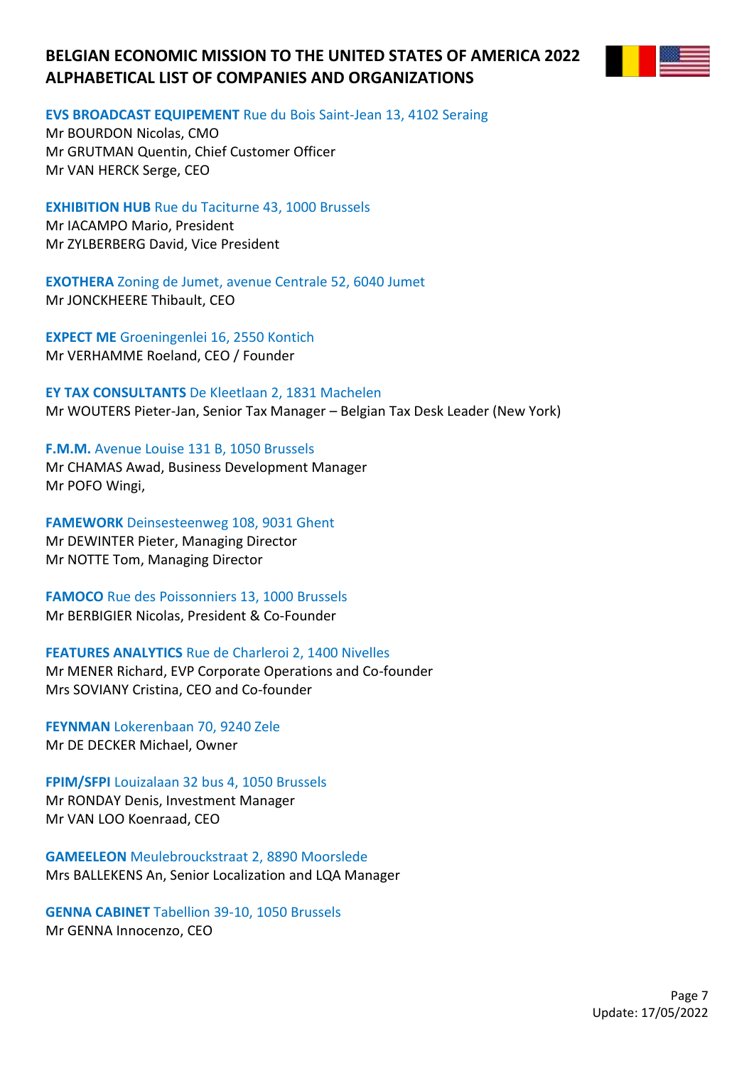# BELGIAN ECONOMIC MISSION TO THE UNITED STATES OF AMERICA 2022
# ALPHABETICAL LIST OF COMPANIES AND ORGANIZATIONS

**EVS BROADCAST EQUIPEMENT** Rue du Bois Saint-Jean 13, 4102 Seraing
Mr BOURDON Nicolas, CMO
Mr GRUTMAN Quentin, Chief Customer Officer
Mr VAN HERCK Serge, CEO

**EXHIBITION HUB** Rue du Taciturne 43, 1000 Brussels
Mr IACAMPO Mario, President
Mr ZYLBERBERG David, Vice President

**EXOTHERA** Zoning de Jumet, avenue Centrale 52, 6040 Jumet
Mr JONCKHEERE Thibault, CEO

**EXPECT ME** Groeningenlei 16, 2550 Kontich
Mr VERHAMME Roeland, CEO / Founder

**EY TAX CONSULTANTS** De Kleetlaan 2, 1831 Machelen
Mr WOUTERS Pieter-Jan, Senior Tax Manager – Belgian Tax Desk Leader (New York)

**F.M.M.** Avenue Louise 131 B, 1050 Brussels
Mr CHAMAS Awad, Business Development Manager
Mr POFO Wingi,

**FAMEWORK** Deinsesteenweg 108, 9031 Ghent
Mr DEWINTER Pieter, Managing Director
Mr NOTTE Tom, Managing Director

**FAMOCO** Rue des Poissonniers 13, 1000 Brussels
Mr BERBIGIER Nicolas, President & Co-Founder

**FEATURES ANALYTICS** Rue de Charleroi 2, 1400 Nivelles
Mr MENER Richard, EVP Corporate Operations and Co-founder
Mrs SOVIANY Cristina, CEO and Co-founder

**FEYNMAN** Lokerenbaan 70, 9240 Zele
Mr DE DECKER Michael, Owner

**FPIM/SFPI** Louizalaan 32 bus 4, 1050 Brussels
Mr RONDAY Denis, Investment Manager
Mr VAN LOO Koenraad, CEO

**GAMEELEON** Meulebrouckstraat 2, 8890 Moorslede
Mrs BALLEKENS An, Senior Localization and LQA Manager

**GENNA CABINET** Tabellion 39-10, 1050 Brussels
Mr GENNA Innocenzo, CEO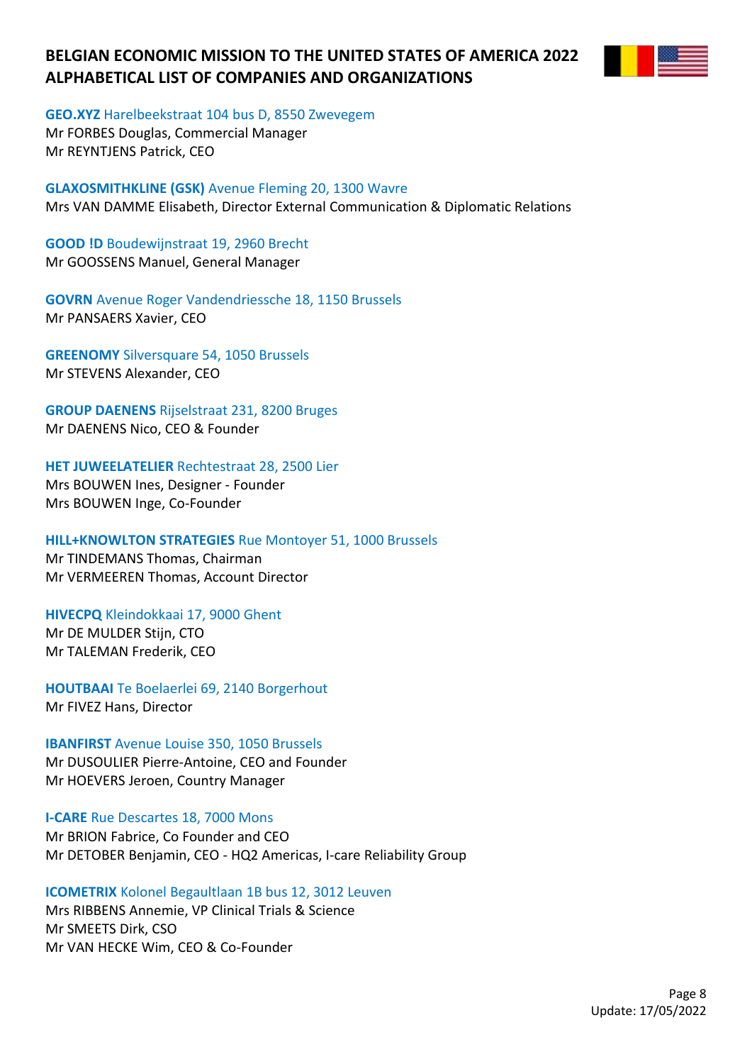**GEO.XYZ** Harelbeekstraat 104 bus D, 8550 Zwevegem
Mr FORBES Douglas, Commercial Manager
Mr REYNTJENS Patrick, CEO

**GLAXOSMITHKLINE (GSK)** Avenue Fleming 20, 1300 Wavre
Mrs VAN DAMME Elisabeth, Director External Communication & Diplomatic Relations

**GOOD !D** Boudewijnstraat 19, 2960 Brecht
Mr GOOSSENS Manuel, General Manager

**GOVRN** Avenue Roger Vandendriessche 18, 1150 Brussels
Mr PANSAERS Xavier, CEO

**GREENOMY** Silversquare 54, 1050 Brussels
Mr STEVENS Alexander, CEO

**GROUP DAENENS** Rijselstraat 231, 8200 Bruges
Mr DAENENS Nico, CEO & Founder

**HET JUWEELATELIER** Rechtestraat 28, 2500 Lier
Mrs BOUWEN Ines, Designer - Founder
Mrs BOUWEN Inge, Co-Founder

**HILL+KNOWLTON STRATEGIES** Rue Montoyer 51, 1000 Brussels
Mr TINDEMANS Thomas, Chairman
Mr VERMEEREN Thomas, Account Director

**HIVECPQ** Kleindokkaai 17, 9000 Ghent
Mr DE MULDER Stijn, CTO
Mr TALEMAN Frederik, CEO

**HOUTBAAI** Te Boelaerlei 69, 2140 Borgerhout
Mr FIVEZ Hans, Director

**IBANFIRST** Avenue Louise 350, 1050 Brussels
Mr DUSOULIER Pierre-Antoine, CEO and Founder
Mr HOEVERS Jeroen, Country Manager

**I-CARE** Rue Descartes 18, 7000 Mons
Mr BRION Fabrice, Co Founder and CEO
Mr DETOBER Benjamin, CEO - HQ2 Americas, I-care Reliability Group

**ICOMETRIX** Kolonel Begaultlaan 1B bus 12, 3012 Leuven
Mrs RIBBENS Annemie, VP Clinical Trials & Science
Mr SMEETS Dirk, CSO
Mr VAN HECKE Wim, CEO & Co-Founder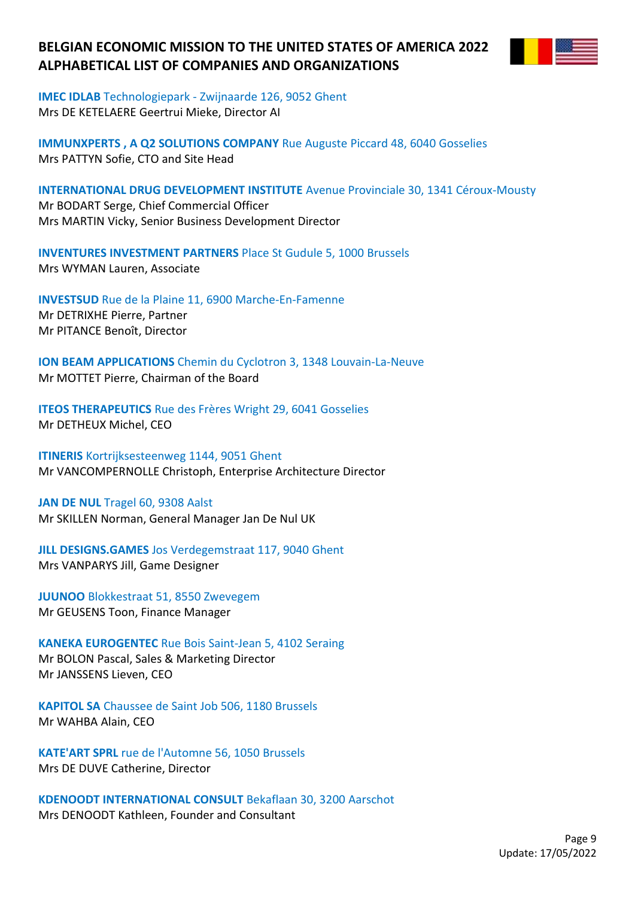# BELGIAN ECONOMIC MISSION TO THE UNITED STATES OF AMERICA 2022
# ALPHABETICAL LIST OF COMPANIES AND ORGANIZATIONS

**IMEC IDLAB** Technologiepark - Zwijnaarde 126, 9052 Ghent
Mrs DE KETELAERE Geertrui Mieke, Director AI

**IMMUNXPERTS , A Q2 SOLUTIONS COMPANY** Rue Auguste Piccard 48, 6040 Gosselies
Mrs PATTYN Sofie, CTO and Site Head

**INTERNATIONAL DRUG DEVELOPMENT INSTITUTE** Avenue Provinciale 30, 1341 Céroux-Mousty
Mr BODART Serge, Chief Commercial Officer
Mrs MARTIN Vicky, Senior Business Development Director

**INVENTURES INVESTMENT PARTNERS** Place St Gudule 5, 1000 Brussels
Mrs WYMAN Lauren, Associate

**INVESTSUD** Rue de la Plaine 11, 6900 Marche-En-Famenne
Mr DETRIXHE Pierre, Partner
Mr PITANCE Benoît, Director

**ION BEAM APPLICATIONS** Chemin du Cyclotron 3, 1348 Louvain-La-Neuve
Mr MOTTET Pierre, Chairman of the Board

**ITEOS THERAPEUTICS** Rue des Frères Wright 29, 6041 Gosselies
Mr DETHEUX Michel, CEO

**ITINERIS** Kortrijksesteenweg 1144, 9051 Ghent
Mr VANCOMPERNOLLE Christoph, Enterprise Architecture Director

**JAN DE NUL** Tragel 60, 9308 Aalst
Mr SKILLEN Norman, General Manager Jan De Nul UK

**JILL DESIGNS.GAMES** Jos Verdegemstraat 117, 9040 Ghent
Mrs VANPARYS Jill, Game Designer

**JUUNOO** Blokkestraat 51, 8550 Zwevegem
Mr GEUSENS Toon, Finance Manager

**KANEKA EUROGENTEC** Rue Bois Saint-Jean 5, 4102 Seraing
Mr BOLON Pascal, Sales & Marketing Director
Mr JANSSENS Lieven, CEO

**KAPITOL SA** Chaussee de Saint Job 506, 1180 Brussels
Mr WAHBA Alain, CEO

**KATE'ART SPRL** rue de l'Automne 56, 1050 Brussels
Mrs DE DUVE Catherine, Director

**KDENOODT INTERNATIONAL CONSULT** Bekaflaan 30, 3200 Aarschot
Mrs DENOODT Kathleen, Founder and Consultant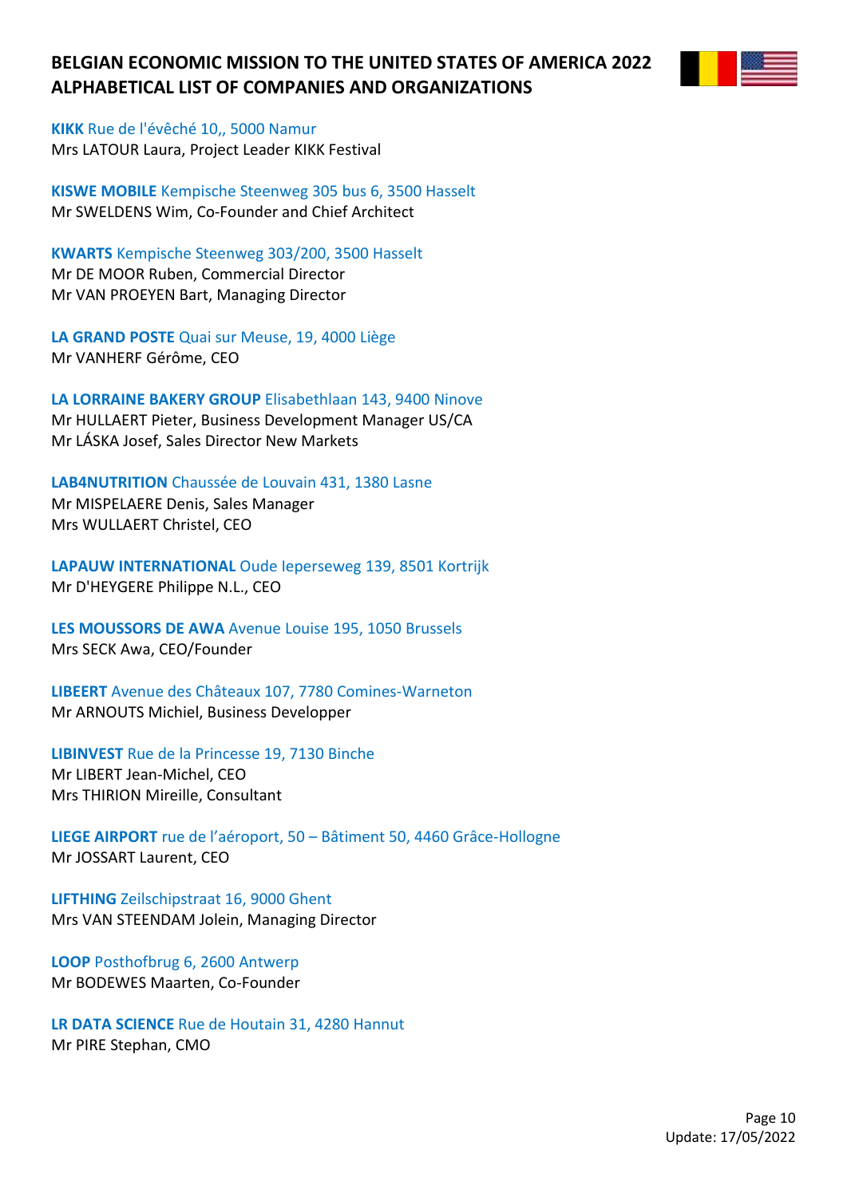# BELGIAN ECONOMIC MISSION TO THE UNITED STATES OF AMERICA 2022
# ALPHABETICAL LIST OF COMPANIES AND ORGANIZATIONS

**KIKK** Rue de l'évêché 10,, 5000 Namur
Mrs LATOUR Laura, Project Leader KIKK Festival

**KISWE MOBILE** Kempische Steenweg 305 bus 6, 3500 Hasselt
Mr SWELDENS Wim, Co-Founder and Chief Architect

**KWARTS** Kempische Steenweg 303/200, 3500 Hasselt
Mr DE MOOR Ruben, Commercial Director
Mr VAN PROEYEN Bart, Managing Director

**LA GRAND POSTE** Quai sur Meuse, 19, 4000 Liège
Mr VANHERF Gérôme, CEO

**LA LORRAINE BAKERY GROUP** Elisabethlaan 143, 9400 Ninove
Mr HULLAERT Pieter, Business Development Manager US/CA
Mr LÁSKA Josef, Sales Director New Markets

**LAB4NUTRITION** Chaussée de Louvain 431, 1380 Lasne
Mr MISPELAERE Denis, Sales Manager
Mrs WULLAERT Christel, CEO

**LAPAUW INTERNATIONAL** Oude Ieperseweg 139, 8501 Kortrijk
Mr D'HEYGERE Philippe N.L., CEO

**LES MOUSSORS DE AWA** Avenue Louise 195, 1050 Brussels
Mrs SECK Awa, CEO/Founder

**LIBEERT** Avenue des Châteaux 107, 7780 Comines-Warneton
Mr ARNOUTS Michiel, Business Developper

**LIBINVEST** Rue de la Princesse 19, 7130 Binche
Mr LIBERT Jean-Michel, CEO
Mrs THIRION Mireille, Consultant

**LIEGE AIRPORT** rue de l'aéroport, 50 – Bâtiment 50, 4460 Grâce-Hollogne
Mr JOSSART Laurent, CEO

**LIFTHING** Zeilschipstraat 16, 9000 Ghent
Mrs VAN STEENDAM Jolein, Managing Director

**LOOP** Posthofbrug 6, 2600 Antwerp
Mr BODEWES Maarten, Co-Founder

**LR DATA SCIENCE** Rue de Houtain 31, 4280 Hannut
Mr PIRE Stephan, CMO

Update: 17/05/2022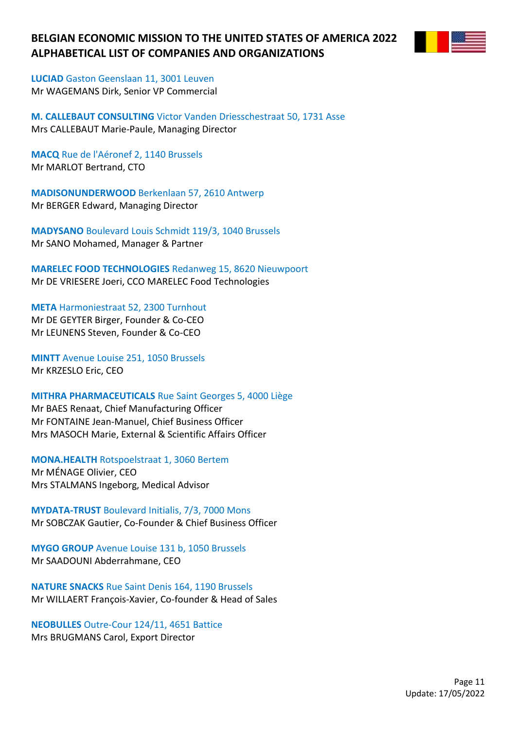# BELGIAN ECONOMIC MISSION TO THE UNITED STATES OF AMERICA 2022
# ALPHABETICAL LIST OF COMPANIES AND ORGANIZATIONS

**LUCIAD** Gaston Geenslaan 11, 3001 Leuven
Mr WAGEMANS Dirk, Senior VP Commercial

**M. CALLEBAUT CONSULTING** Victor Vanden Driesschestraat 50, 1731 Asse
Mrs CALLEBAUT Marie-Paule, Managing Director

**MACQ** Rue de l'Aéronef 2, 1140 Brussels
Mr MARLOT Bertrand, CTO

**MADISONUNDERWOOD** Berkenlaan 57, 2610 Antwerp
Mr BERGER Edward, Managing Director

**MADYSANO** Boulevard Louis Schmidt 119/3, 1040 Brussels
Mr SANO Mohamed, Manager & Partner

**MARELEC FOOD TECHNOLOGIES** Redanweg 15, 8620 Nieuwpoort
Mr DE VRIESERE Joeri, CCO MARELEC Food Technologies

**META** Harmoniestraat 52, 2300 Turnhout
Mr DE GEYTER Birger, Founder & Co-CEO
Mr LEUNENS Steven, Founder & Co-CEO

**MINTT** Avenue Louise 251, 1050 Brussels
Mr KRZESLO Eric, CEO

**MITHRA PHARMACEUTICALS** Rue Saint Georges 5, 4000 Liège
Mr BAES Renaat, Chief Manufacturing Officer
Mr FONTAINE Jean-Manuel, Chief Business Officer
Mrs MASOCH Marie, External & Scientific Affairs Officer

**MONA.HEALTH** Rotspoelstraat 1, 3060 Bertem
Mr MÉNAGE Olivier, CEO
Mrs STALMANS Ingeborg, Medical Advisor

**MYDATA-TRUST** Boulevard Initialis, 7/3, 7000 Mons
Mr SOBCZAK Gautier, Co-Founder & Chief Business Officer

**MYGO GROUP** Avenue Louise 131 b, 1050 Brussels
Mr SAADOUNI Abderrahmane, CEO

**NATURE SNACKS** Rue Saint Denis 164, 1190 Brussels
Mr WILLAERT François-Xavier, Co-founder & Head of Sales

**NEOBULLES** Outre-Cour 124/11, 4651 Battice
Mrs BRUGMANS Carol, Export Director

Update: 17/05/2022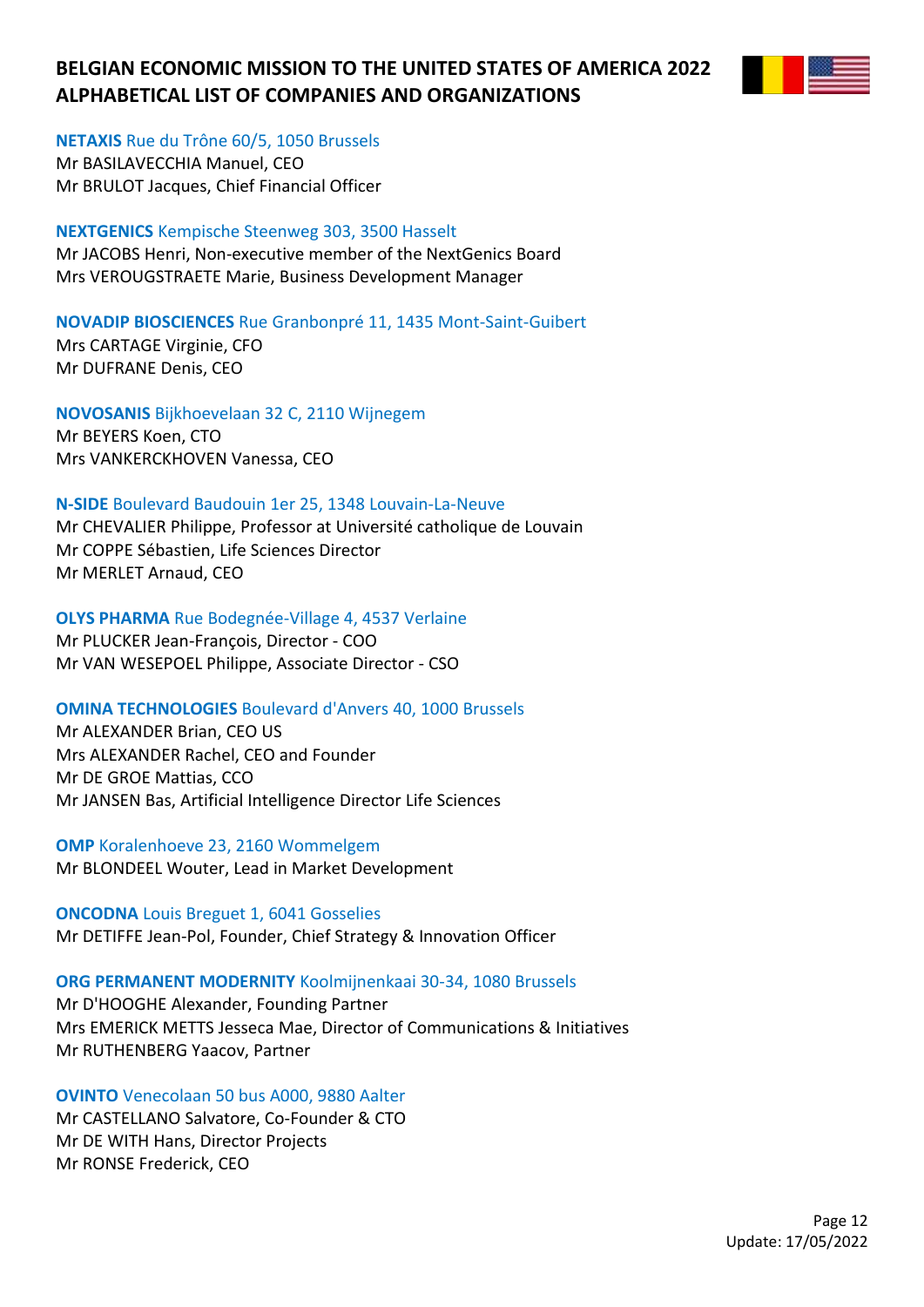# BELGIAN ECONOMIC MISSION TO THE UNITED STATES OF AMERICA 2022
# ALPHABETICAL LIST OF COMPANIES AND ORGANIZATIONS

**NETAXIS** Rue du Trône 60/5, 1050 Brussels
Mr BASILAVECCHIA Manuel, CEO
Mr BRULOT Jacques, Chief Financial Officer

**NEXTGENICS** Kempische Steenweg 303, 3500 Hasselt
Mr JACOBS Henri, Non-executive member of the NextGenics Board
Mrs VEROUGSTRAETE Marie, Business Development Manager

**NOVADIP BIOSCIENCES** Rue Granbonpré 11, 1435 Mont-Saint-Guibert
Mrs CARTAGE Virginie, CFO
Mr DUFRANE Denis, CEO

**NOVOSANIS** Bijkhoevelaan 32 C, 2110 Wijnegem
Mr BEYERS Koen, CTO
Mrs VANKERCKHOVEN Vanessa, CEO

**N-SIDE** Boulevard Baudouin 1er 25, 1348 Louvain-La-Neuve
Mr CHEVALIER Philippe, Professor at Université catholique de Louvain
Mr COPPE Sébastien, Life Sciences Director
Mr MERLET Arnaud, CEO

**OLYS PHARMA** Rue Bodegnée-Village 4, 4537 Verlaine
Mr PLUCKER Jean-François, Director - COO
Mr VAN WESEPOEL Philippe, Associate Director - CSO

**OMINA TECHNOLOGIES** Boulevard d'Anvers 40, 1000 Brussels
Mr ALEXANDER Brian, CEO US
Mrs ALEXANDER Rachel, CEO and Founder
Mr DE GROE Mattias, CCO
Mr JANSEN Bas, Artificial Intelligence Director Life Sciences

**OMP** Koralenhoeve 23, 2160 Wommelgem
Mr BLONDEEL Wouter, Lead in Market Development

**ONCODNA** Louis Breguet 1, 6041 Gosselies
Mr DETIFFE Jean-Pol, Founder, Chief Strategy & Innovation Officer

**ORG PERMANENT MODERNITY** Koolmijnenkaai 30-34, 1080 Brussels
Mr D'HOOGHE Alexander, Founding Partner
Mrs EMERICK METTS Jesseca Mae, Director of Communications & Initiatives
Mr RUTHENBERG Yaacov, Partner

**OVINTO** Venecolaan 50 bus A000, 9880 Aalter
Mr CASTELLANO Salvatore, Co-Founder & CTO
Mr DE WITH Hans, Director Projects
Mr RONSE Frederick, CEO

Update: 17/05/2022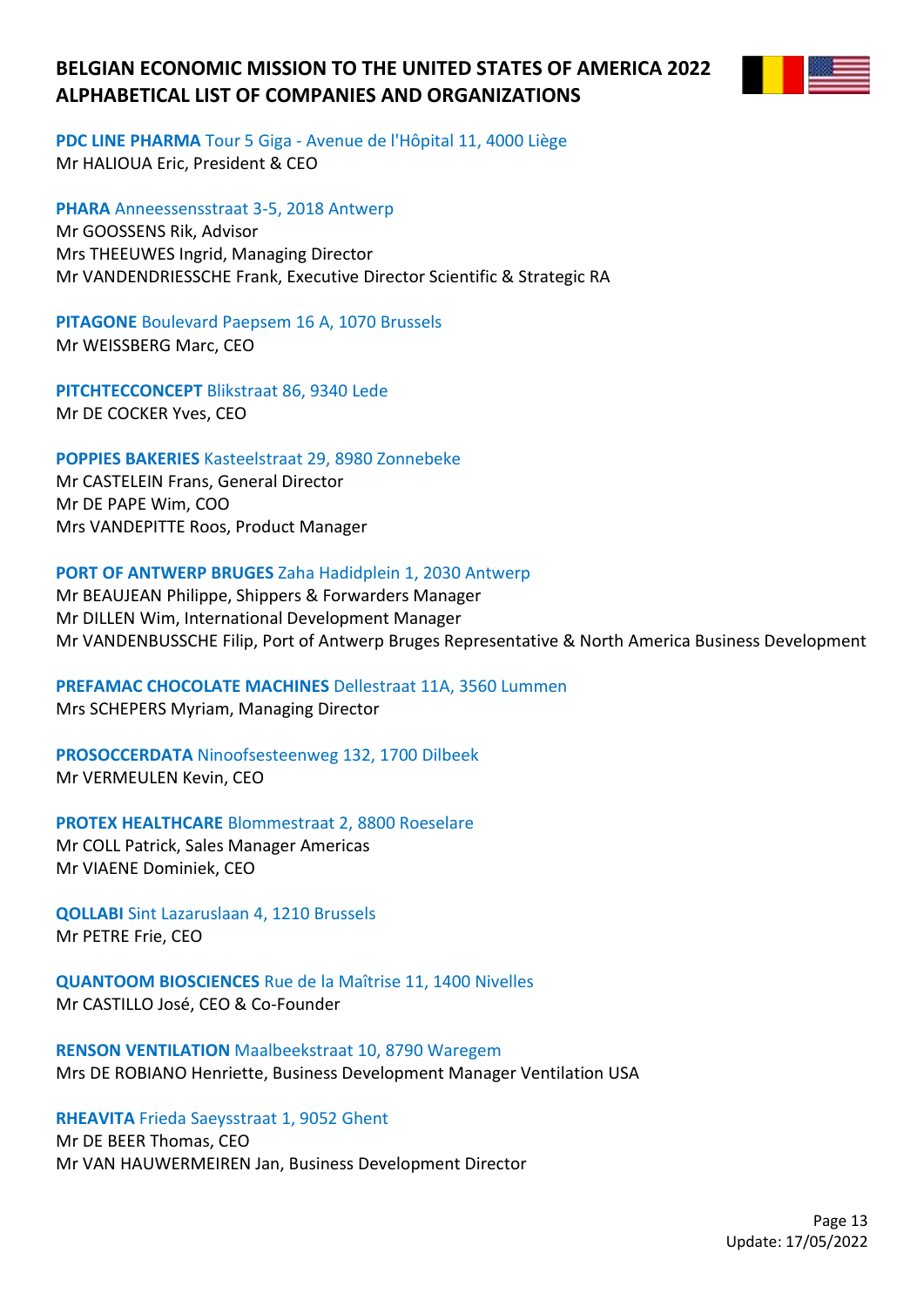# BELGIAN ECONOMIC MISSION TO THE UNITED STATES OF AMERICA 2022
## ALPHABETICAL LIST OF COMPANIES AND ORGANIZATIONS

**PDC LINE PHARMA** Tour 5 Giga - Avenue de l'Hôpital 11, 4000 Liège
Mr HALIOUA Eric, President & CEO

**PHARA** Anneessensstraat 3-5, 2018 Antwerp
Mr GOOSSENS Rik, Advisor
Mrs THEEUWES Ingrid, Managing Director
Mr VANDENDRIESSCHE Frank, Executive Director Scientific & Strategic RA

**PITAGONE** Boulevard Paepsem 16 A, 1070 Brussels
Mr WEISSBERG Marc, CEO

**PITCHTECCONCEPT** Blikstraat 86, 9340 Lede
Mr DE COCKER Yves, CEO

**POPPIES BAKERIES** Kasteelstraat 29, 8980 Zonnebeke
Mr CASTELEIN Frans, General Director
Mr DE PAPE Wim, COO
Mrs VANDEPITTE Roos, Product Manager

**PORT OF ANTWERP BRUGES** Zaha Hadidplein 1, 2030 Antwerp
Mr BEAUJEAN Philippe, Shippers & Forwarders Manager
Mr DILLEN Wim, International Development Manager
Mr VANDENBUSSCHE Filip, Port of Antwerp Bruges Representative & North America Business Development

**PREFAMAC CHOCOLATE MACHINES** Dellestraat 11A, 3560 Lummen
Mrs SCHEPERS Myriam, Managing Director

**PROSOCCERDATA** Ninoofsesteenweg 132, 1700 Dilbeek
Mr VERMEULEN Kevin, CEO

**PROTEX HEALTHCARE** Blommestraat 2, 8800 Roeselare
Mr COLL Patrick, Sales Manager Americas
Mr VIAENE Dominiek, CEO

**QOLLABI** Sint Lazaruslaan 4, 1210 Brussels
Mr PETRE Frie, CEO

**QUANTOOM BIOSCIENCES** Rue de la Maîtrise 11, 1400 Nivelles
Mr CASTILLO José, CEO & Co-Founder

**RENSON VENTILATION** Maalbeekstraat 10, 8790 Waregem
Mrs DE ROBIANO Henriette, Business Development Manager Ventilation USA

**RHEAVITA** Frieda Saeysstraat 1, 9052 Ghent
Mr DE BEER Thomas, CEO
Mr VAN HAUWERMEIREN Jan, Business Development Director

Update: 17/05/2022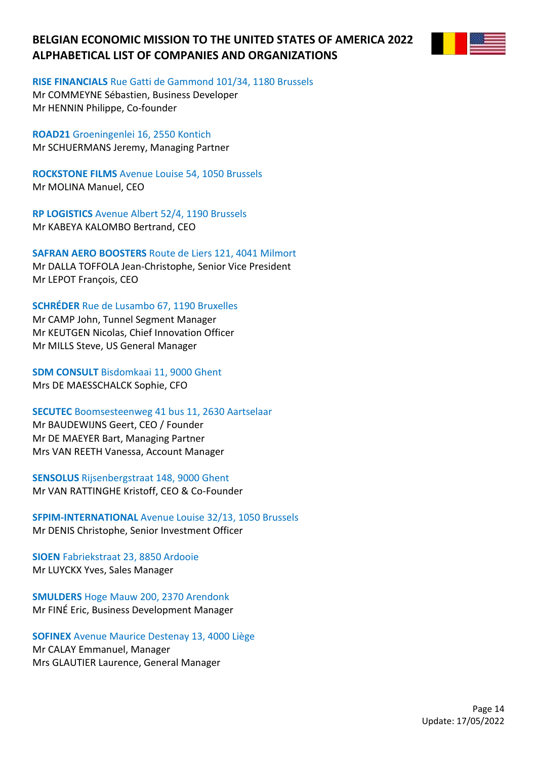**RISE FINANCIALS** Rue Gatti de Gammond 101/34, 1180 Brussels
Mr COMMEYNE Sébastien, Business Developer
Mr HENNIN Philippe, Co-founder

**ROAD21** Groeningenlei 16, 2550 Kontich
Mr SCHUERMANS Jeremy, Managing Partner

**ROCKSTONE FILMS** Avenue Louise 54, 1050 Brussels
Mr MOLINA Manuel, CEO

**RP LOGISTICS** Avenue Albert 52/4, 1190 Brussels
Mr KABEYA KALOMBO Bertrand, CEO

**SAFRAN AERO BOOSTERS** Route de Liers 121, 4041 Milmort
Mr DALLA TOFFOLA Jean-Christophe, Senior Vice President
Mr LEPOT François, CEO

**SCHRÉDER** Rue de Lusambo 67, 1190 Bruxelles
Mr CAMP John, Tunnel Segment Manager
Mr KEUTGEN Nicolas, Chief Innovation Officer
Mr MILLS Steve, US General Manager

**SDM CONSULT** Bisdomkaai 11, 9000 Ghent
Mrs DE MAESSCHALCK Sophie, CFO

**SECUTEC** Boomsesteenweg 41 bus 11, 2630 Aartselaar
Mr BAUDEWIJNS Geert, CEO / Founder
Mr DE MAEYER Bart, Managing Partner
Mrs VAN REETH Vanessa, Account Manager

**SENSOLUS** Rijsenbergstraat 148, 9000 Ghent
Mr VAN RATTINGHE Kristoff, CEO & Co-Founder

**SFPIM-INTERNATIONAL** Avenue Louise 32/13, 1050 Brussels
Mr DENIS Christophe, Senior Investment Officer

**SIOEN** Fabriekstraat 23, 8850 Ardooie
Mr LUYCKX Yves, Sales Manager

**SMULDERS** Hoge Mauw 200, 2370 Arendonk
Mr FINÉ Eric, Business Development Manager

**SOFINEX** Avenue Maurice Destenay 13, 4000 Liège
Mr CALAY Emmanuel, Manager
Mrs GLAUTIER Laurence, General Manager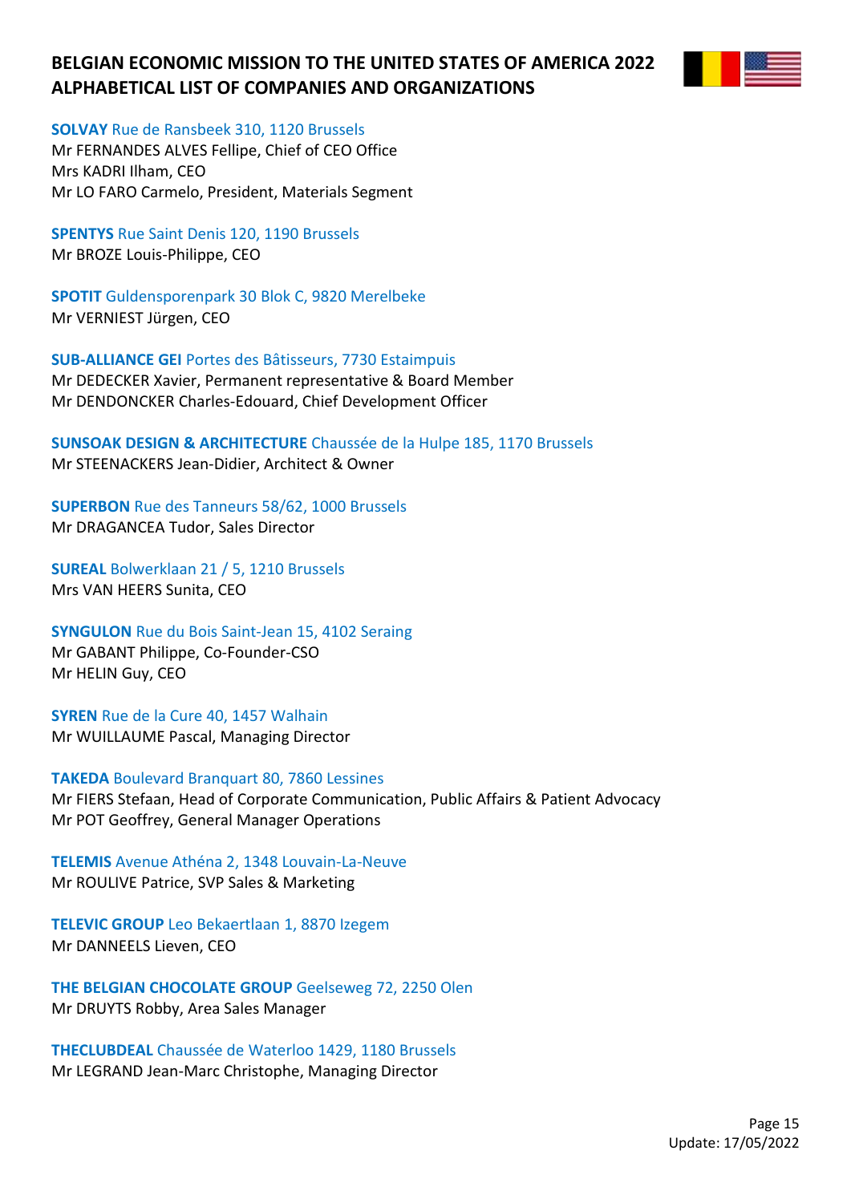# BELGIAN ECONOMIC MISSION TO THE UNITED STATES OF AMERICA 2022
# ALPHABETICAL LIST OF COMPANIES AND ORGANIZATIONS

**SOLVAY** Rue de Ransbeek 310, 1120 Brussels
Mr FERNANDES ALVES Fellipe, Chief of CEO Office
Mrs KADRI Ilham, CEO
Mr LO FARO Carmelo, President, Materials Segment

**SPENTYS** Rue Saint Denis 120, 1190 Brussels
Mr BROZE Louis-Philippe, CEO

**SPOTIT** Guldensporenpark 30 Blok C, 9820 Merelbeke
Mr VERNIEST Jürgen, CEO

**SUB-ALLIANCE GEI** Portes des Bâtisseurs, 7730 Estaimpuis
Mr DEDECKER Xavier, Permanent representative & Board Member
Mr DENDONCKER Charles-Edouard, Chief Development Officer

**SUNSOAK DESIGN & ARCHITECTURE** Chaussée de la Hulpe 185, 1170 Brussels
Mr STEENACKERS Jean-Didier, Architect & Owner

**SUPERBON** Rue des Tanneurs 58/62, 1000 Brussels
Mr DRAGANCEA Tudor, Sales Director

**SUREAL** Bolwerklaan 21 / 5, 1210 Brussels
Mrs VAN HEERS Sunita, CEO

**SYNGULON** Rue du Bois Saint-Jean 15, 4102 Seraing
Mr GABANT Philippe, Co-Founder-CSO
Mr HELIN Guy, CEO

**SYREN** Rue de la Cure 40, 1457 Walhain
Mr WUILLAUME Pascal, Managing Director

**TAKEDA** Boulevard Branquart 80, 7860 Lessines
Mr FIERS Stefaan, Head of Corporate Communication, Public Affairs & Patient Advocacy
Mr POT Geoffrey, General Manager Operations

**TELEMIS** Avenue Athéna 2, 1348 Louvain-La-Neuve
Mr ROULIVE Patrice, SVP Sales & Marketing

**TELEVIC GROUP** Leo Bekaertlaan 1, 8870 Izegem
Mr DANNEELS Lieven, CEO

**THE BELGIAN CHOCOLATE GROUP** Geelseweg 72, 2250 Olen
Mr DRUYTS Robby, Area Sales Manager

**THECLUBDEAL** Chaussée de Waterloo 1429, 1180 Brussels
Mr LEGRAND Jean-Marc Christophe, Managing Director

Update: 17/05/2022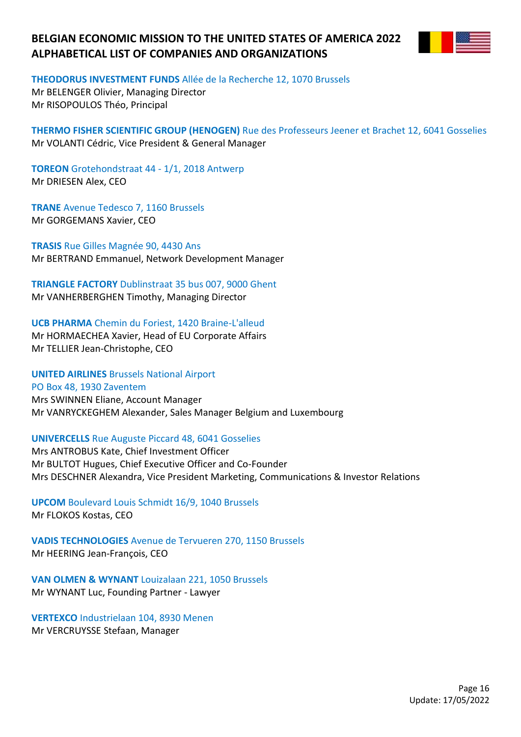**THEODORUS INVESTMENT FUNDS** Allée de la Recherche 12, 1070 Brussels
Mr BELENGER Olivier, Managing Director
Mr RISOPOULOS Théo, Principal

**THERMO FISHER SCIENTIFIC GROUP (HENOGEN)** Rue des Professeurs Jeener et Brachet 12, 6041 Gosselies
Mr VOLANTI Cédric, Vice President & General Manager

**TOREON** Grotehondstraat 44 - 1/1, 2018 Antwerp
Mr DRIESEN Alex, CEO

**TRANE** Avenue Tedesco 7, 1160 Brussels
Mr GORGEMANS Xavier, CEO

**TRASIS** Rue Gilles Magnée 90, 4430 Ans
Mr BERTRAND Emmanuel, Network Development Manager

**TRIANGLE FACTORY** Dublinstraat 35 bus 007, 9000 Ghent
Mr VANHERBERGHEN Timothy, Managing Director

**UCB PHARMA** Chemin du Foriest, 1420 Braine-L'alleud
Mr HORMAECHEA Xavier, Head of EU Corporate Affairs
Mr TELLIER Jean-Christophe, CEO

**UNITED AIRLINES** Brussels National Airport
PO Box 48, 1930 Zaventem
Mrs SWINNEN Eliane, Account Manager
Mr VANRYCKEGHEM Alexander, Sales Manager Belgium and Luxembourg

**UNIVERCELLS** Rue Auguste Piccard 48, 6041 Gosselies
Mrs ANTROBUS Kate, Chief Investment Officer
Mr BULTOT Hugues, Chief Executive Officer and Co-Founder
Mrs DESCHNER Alexandra, Vice President Marketing, Communications & Investor Relations

**UPCOM** Boulevard Louis Schmidt 16/9, 1040 Brussels
Mr FLOKOS Kostas, CEO

**VADIS TECHNOLOGIES** Avenue de Tervueren 270, 1150 Brussels
Mr HEERING Jean-François, CEO

**VAN OLMEN & WYNANT** Louizalaan 221, 1050 Brussels
Mr WYNANT Luc, Founding Partner - Lawyer

**VERTEXCO** Industrielaan 104, 8930 Menen
Mr VERCRUYSSE Stefaan, Manager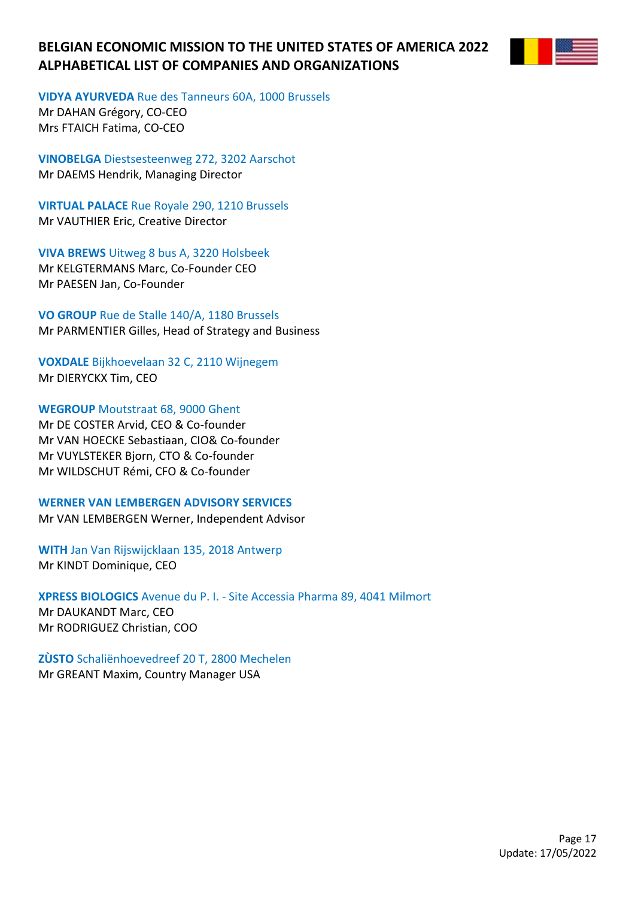# BELGIAN ECONOMIC MISSION TO THE UNITED STATES OF AMERICA 2022
# ALPHABETICAL LIST OF COMPANIES AND ORGANIZATIONS

**VIDYA AYURVEDA** Rue des Tanneurs 60A, 1000 Brussels
Mr DAHAN Grégory, CO-CEO
Mrs FTAICH Fatima, CO-CEO

**VINOBELGA** Diestsesteenweg 272, 3202 Aarschot
Mr DAEMS Hendrik, Managing Director

**VIRTUAL PALACE** Rue Royale 290, 1210 Brussels
Mr VAUTHIER Eric, Creative Director

**VIVA BREWS** Uitweg 8 bus A, 3220 Holsbeek
Mr KELGTERMANS Marc, Co-Founder CEO
Mr PAESEN Jan, Co-Founder

**VO GROUP** Rue de Stalle 140/A, 1180 Brussels
Mr PARMENTIER Gilles, Head of Strategy and Business

**VOXDALE** Bijkhoevelaan 32 C, 2110 Wijnegem
Mr DIERYCKX Tim, CEO

**WEGROUP** Moutstraat 68, 9000 Ghent
Mr DE COSTER Arvid, CEO & Co-founder
Mr VAN HOECKE Sebastiaan, CIO& Co-founder
Mr VUYLSTEKER Bjorn, CTO & Co-founder
Mr WILDSCHUT Rémi, CFO & Co-founder

**WERNER VAN LEMBERGEN ADVISORY SERVICES**
Mr VAN LEMBERGEN Werner, Independent Advisor

**WITH** Jan Van Rijswijcklaan 135, 2018 Antwerp
Mr KINDT Dominique, CEO

**XPRESS BIOLOGICS** Avenue du P. I. - Site Accessia Pharma 89, 4041 Milmort
Mr DAUKANDT Marc, CEO
Mr RODRIGUEZ Christian, COO

**ZÙSTO** Schaliënhoevedreef 20 T, 2800 Mechelen
Mr GREANT Maxim, Country Manager USA

Update: 17/05/2022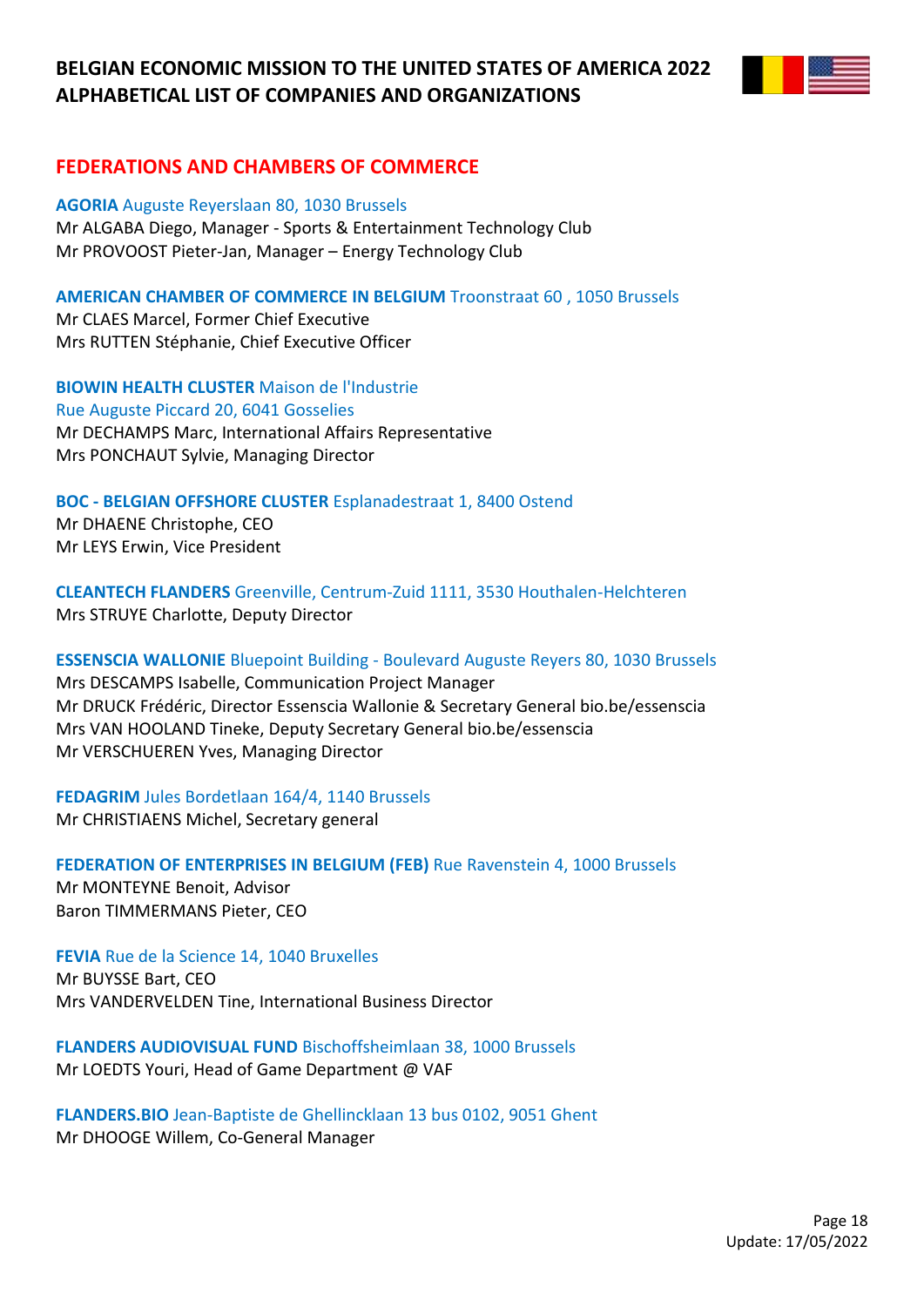# BELGIAN ECONOMIC MISSION TO THE UNITED STATES OF AMERICA 2022
# ALPHABETICAL LIST OF COMPANIES AND ORGANIZATIONS

## FEDERATIONS AND CHAMBERS OF COMMERCE

**AGORIA** Auguste Reyerslaan 80, 1030 Brussels
Mr ALGABA Diego, Manager - Sports & Entertainment Technology Club
Mr PROVOOST Pieter-Jan, Manager – Energy Technology Club

**AMERICAN CHAMBER OF COMMERCE IN BELGIUM** Troonstraat 60 , 1050 Brussels
Mr CLAES Marcel, Former Chief Executive
Mrs RUTTEN Stéphanie, Chief Executive Officer

**BIOWIN HEALTH CLUSTER** Maison de l'Industrie
Rue Auguste Piccard 20, 6041 Gosselies
Mr DECHAMPS Marc, International Affairs Representative
Mrs PONCHAUT Sylvie, Managing Director

**BOC - BELGIAN OFFSHORE CLUSTER** Esplanadestraat 1, 8400 Ostend
Mr DHAENE Christophe, CEO
Mr LEYS Erwin, Vice President

**CLEANTECH FLANDERS** Greenville, Centrum-Zuid 1111, 3530 Houthalen-Helchteren
Mrs STRUYE Charlotte, Deputy Director

**ESSENSCIA WALLONIE** Bluepoint Building - Boulevard Auguste Reyers 80, 1030 Brussels
Mrs DESCAMPS Isabelle, Communication Project Manager
Mr DRUCK Frédéric, Director Essenscia Wallonie & Secretary General bio.be/essenscia
Mrs VAN HOOLAND Tineke, Deputy Secretary General bio.be/essenscia
Mr VERSCHUEREN Yves, Managing Director

**FEDAGRIM** Jules Bordetlaan 164/4, 1140 Brussels
Mr CHRISTIAENS Michel, Secretary general

**FEDERATION OF ENTERPRISES IN BELGIUM (FEB)** Rue Ravenstein 4, 1000 Brussels
Mr MONTEYNE Benoit, Advisor
Baron TIMMERMANS Pieter, CEO

**FEVIA** Rue de la Science 14, 1040 Bruxelles
Mr BUYSSE Bart, CEO
Mrs VANDERVELDEN Tine, International Business Director

**FLANDERS AUDIOVISUAL FUND** Bischoffsheimlaan 38, 1000 Brussels
Mr LOEDTS Youri, Head of Game Department @ VAF

**FLANDERS.BIO** Jean-Baptiste de Ghellincklaan 13 bus 0102, 9051 Ghent
Mr DHOOGE Willem, Co-General Manager

Update: 17/05/2022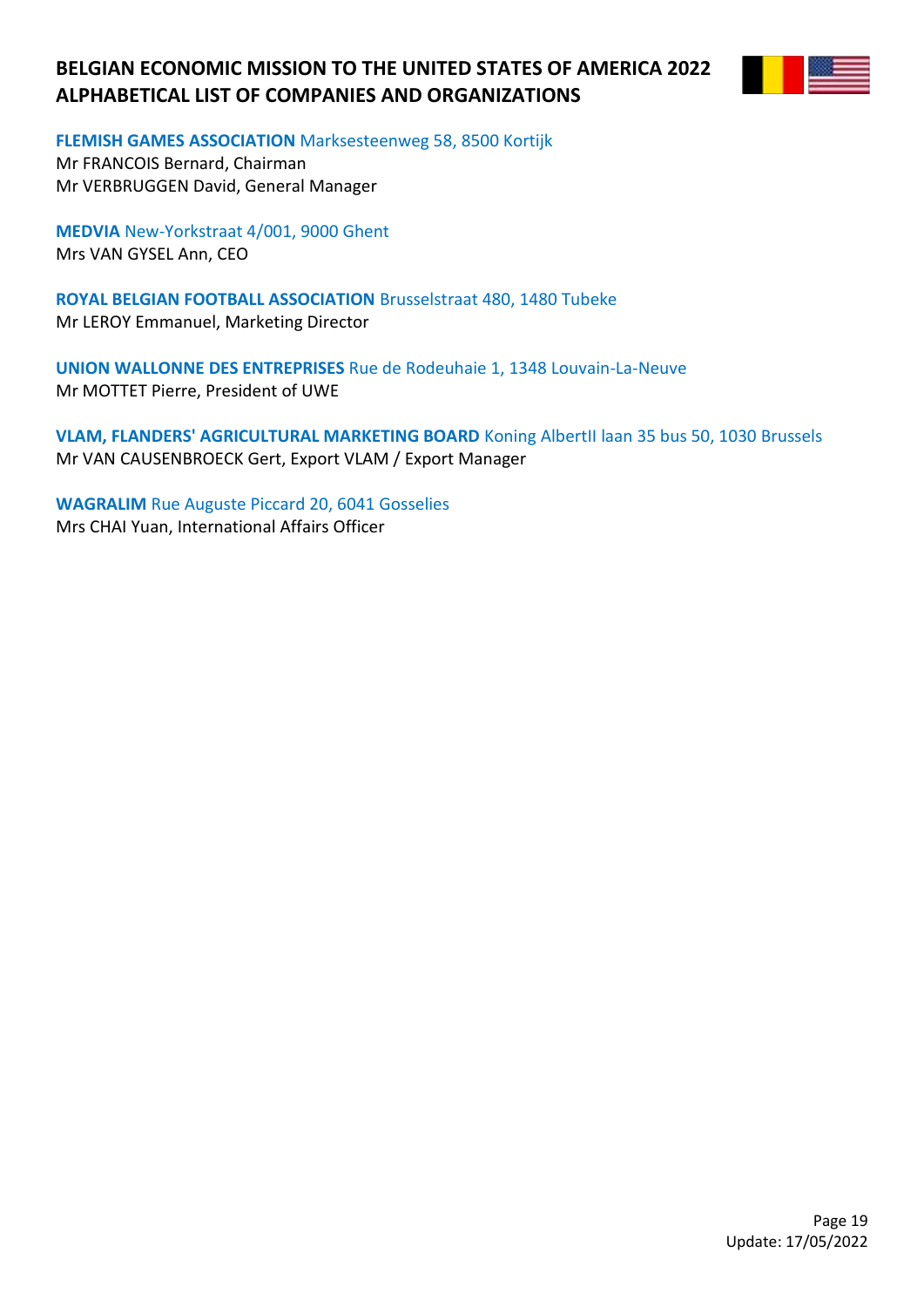# BELGIAN ECONOMIC MISSION TO THE UNITED STATES OF AMERICA 2022
# ALPHABETICAL LIST OF COMPANIES AND ORGANIZATIONS

**FLEMISH GAMES ASSOCIATION** Marksesteenweg 58, 8500 Kortijk
Mr FRANCOIS Bernard, Chairman
Mr VERBRUGGEN David, General Manager

**MEDVIA** New-Yorkstraat 4/001, 9000 Ghent
Mrs VAN GYSEL Ann, CEO

**ROYAL BELGIAN FOOTBALL ASSOCIATION** Brusselstraat 480, 1480 Tubeke
Mr LEROY Emmanuel, Marketing Director

**UNION WALLONNE DES ENTREPRISES** Rue de Rodeuhaie 1, 1348 Louvain-La-Neuve
Mr MOTTET Pierre, President of UWE

**VLAM, FLANDERS' AGRICULTURAL MARKETING BOARD** Koning AlbertII laan 35 bus 50, 1030 Brussels
Mr VAN CAUSENBROECK Gert, Export VLAM / Export Manager

**WAGRALIM** Rue Auguste Piccard 20, 6041 Gosselies
Mrs CHAI Yuan, International Affairs Officer

Update: 17/05/2022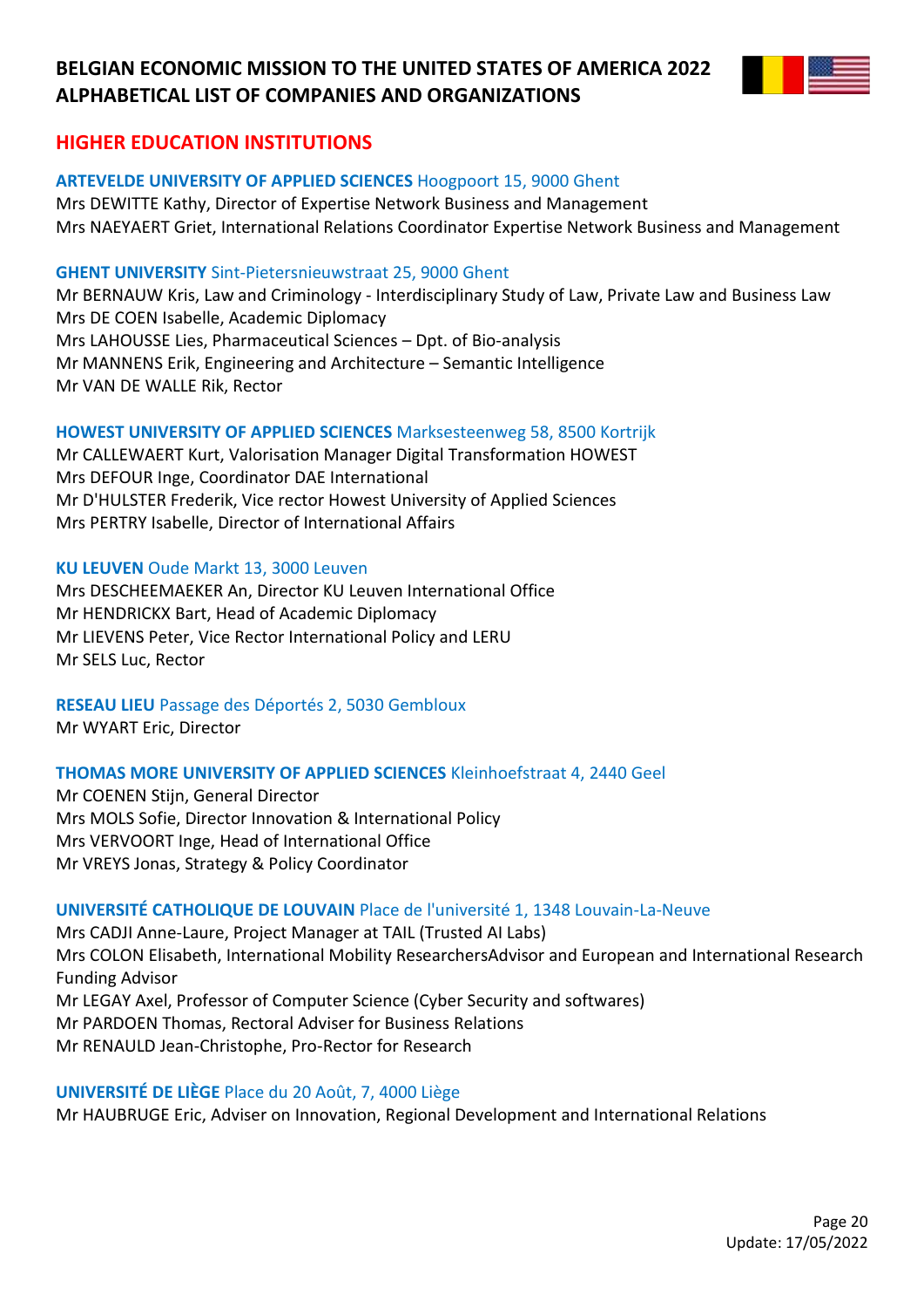# BELGIAN ECONOMIC MISSION TO THE UNITED STATES OF AMERICA 2022
# ALPHABETICAL LIST OF COMPANIES AND ORGANIZATIONS

## HIGHER EDUCATION INSTITUTIONS

**ARTEVELDE UNIVERSITY OF APPLIED SCIENCES** Hoogpoort 15, 9000 Ghent
Mrs DEWITTE Kathy, Director of Expertise Network Business and Management
Mrs NAEYAERT Griet, International Relations Coordinator Expertise Network Business and Management

**GHENT UNIVERSITY** Sint-Pietersnieuwstraat 25, 9000 Ghent
Mr BERNAUW Kris, Law and Criminology - Interdisciplinary Study of Law, Private Law and Business Law
Mrs DE COEN Isabelle, Academic Diplomacy
Mrs LAHOUSSE Lies, Pharmaceutical Sciences – Dpt. of Bio-analysis
Mr MANNENS Erik, Engineering and Architecture – Semantic Intelligence
Mr VAN DE WALLE Rik, Rector

**HOWEST UNIVERSITY OF APPLIED SCIENCES** Marksesteenweg 58, 8500 Kortrijk
Mr CALLEWAERT Kurt, Valorisation Manager Digital Transformation HOWEST
Mrs DEFOUR Inge, Coordinator DAE International
Mr D'HULSTER Frederik, Vice rector Howest University of Applied Sciences
Mrs PERTRY Isabelle, Director of International Affairs

**KU LEUVEN** Oude Markt 13, 3000 Leuven
Mrs DESCHEEMAEKER An, Director KU Leuven International Office
Mr HENDRICKX Bart, Head of Academic Diplomacy
Mr LIEVENS Peter, Vice Rector International Policy and LERU
Mr SELS Luc, Rector

**RESEAU LIEU** Passage des Déportés 2, 5030 Gembloux
Mr WYART Eric, Director

**THOMAS MORE UNIVERSITY OF APPLIED SCIENCES** Kleinhoefstraat 4, 2440 Geel
Mr COENEN Stijn, General Director
Mrs MOLS Sofie, Director Innovation & International Policy
Mrs VERVOORT Inge, Head of International Office
Mr VREYS Jonas, Strategy & Policy Coordinator

**UNIVERSITÉ CATHOLIQUE DE LOUVAIN** Place de l'université 1, 1348 Louvain-La-Neuve
Mrs CADJI Anne-Laure, Project Manager at TAIL (Trusted AI Labs)
Mrs COLON Elisabeth, International Mobility ResearchersAdvisor and European and International Research Funding Advisor
Mr LEGAY Axel, Professor of Computer Science (Cyber Security and softwares)
Mr PARDOEN Thomas, Rectoral Adviser for Business Relations
Mr RENAULD Jean-Christophe, Pro-Rector for Research

**UNIVERSITÉ DE LIÈGE** Place du 20 Août, 7, 4000 Liège
Mr HAUBRUGE Eric, Adviser on Innovation, Regional Development and International Relations

Update: 17/05/2022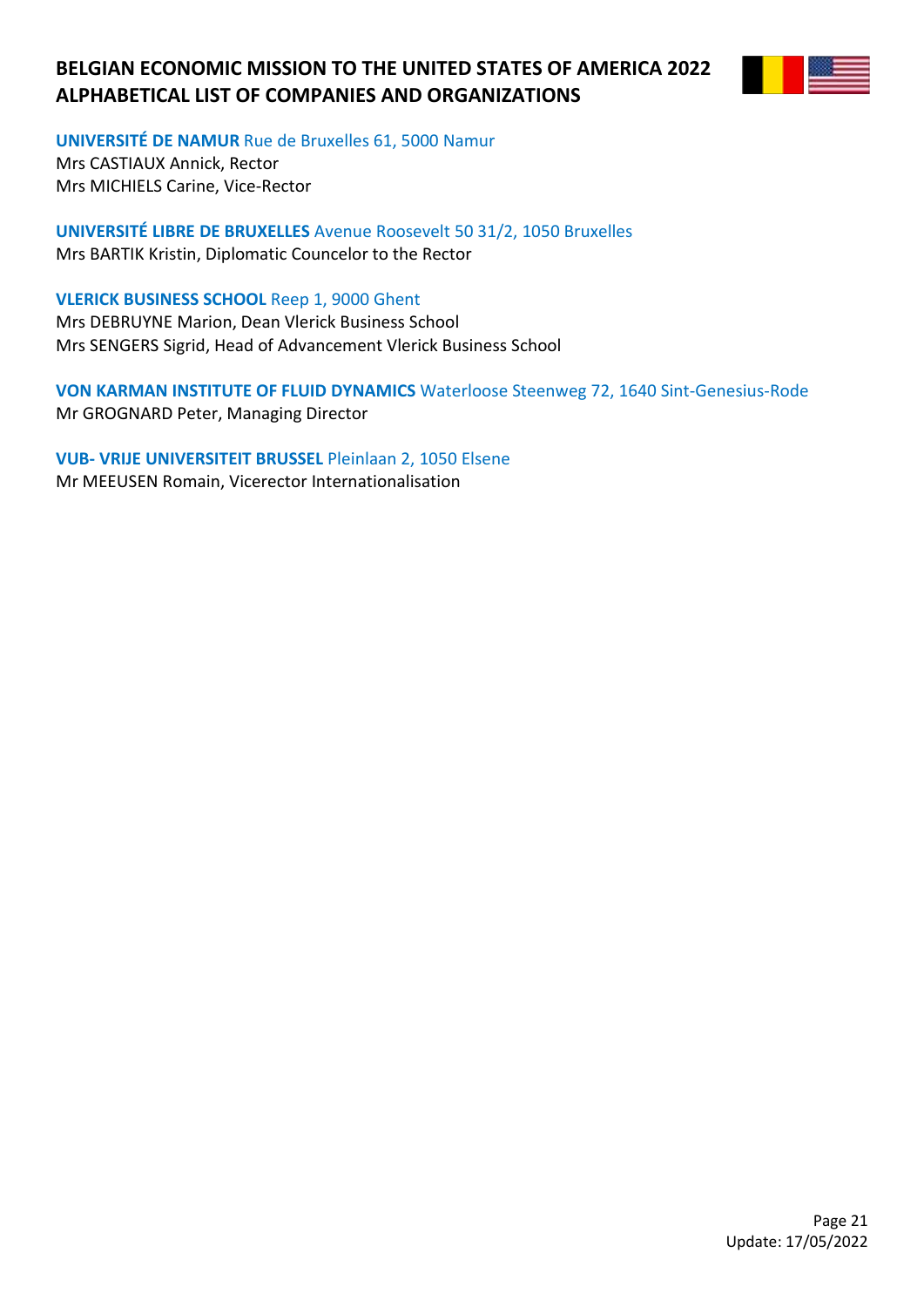**UNIVERSITÉ DE NAMUR** Rue de Bruxelles 61, 5000 Namur
Mrs CASTIAUX Annick, Rector
Mrs MICHIELS Carine, Vice-Rector

**UNIVERSITÉ LIBRE DE BRUXELLES** Avenue Roosevelt 50 31/2, 1050 Bruxelles
Mrs BARTIK Kristin, Diplomatic Councelor to the Rector

**VLERICK BUSINESS SCHOOL** Reep 1, 9000 Ghent
Mrs DEBRUYNE Marion, Dean Vlerick Business School
Mrs SENGERS Sigrid, Head of Advancement Vlerick Business School

**VON KARMAN INSTITUTE OF FLUID DYNAMICS** Waterloose Steenweg 72, 1640 Sint-Genesius-Rode
Mr GROGNARD Peter, Managing Director

**VUB- VRIJE UNIVERSITEIT BRUSSEL** Pleinlaan 2, 1050 Elsene
Mr MEEUSEN Romain, Vicerector Internationalisation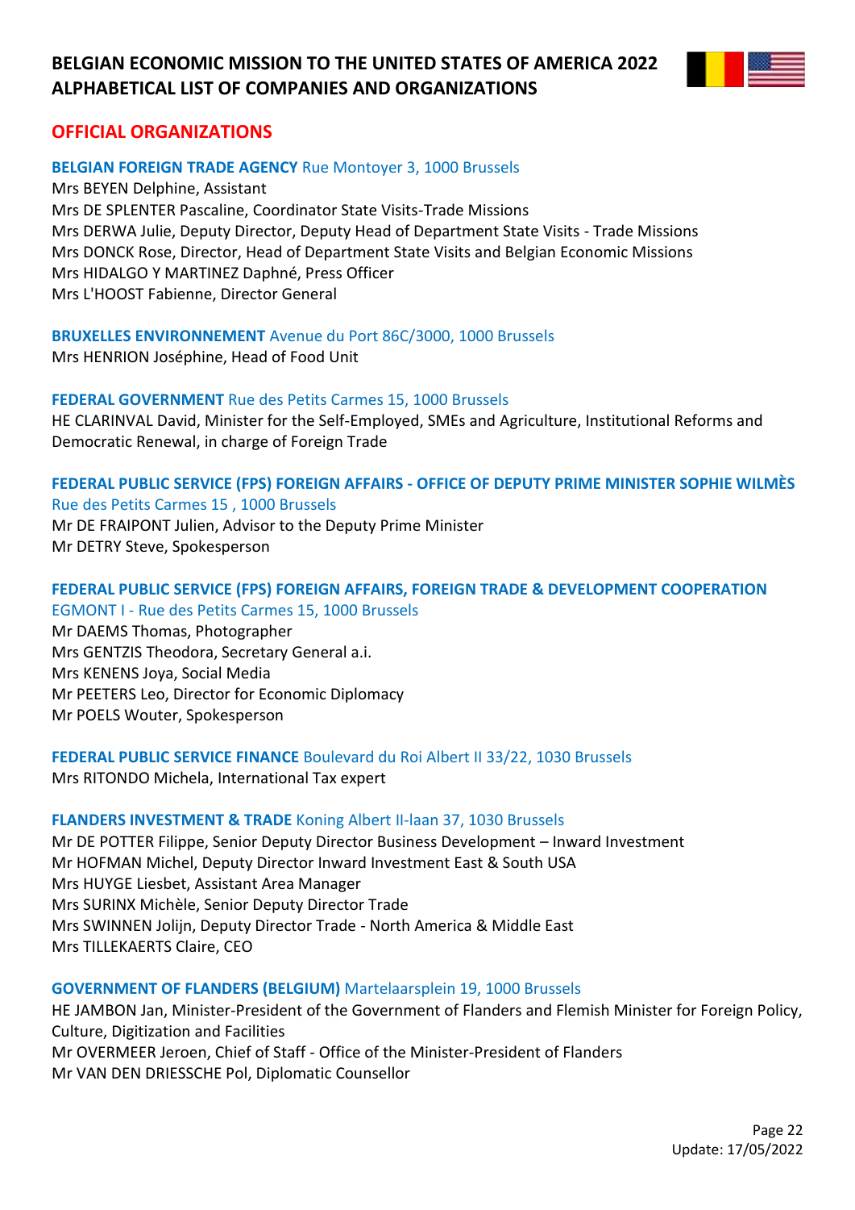# BELGIAN ECONOMIC MISSION TO THE UNITED STATES OF AMERICA 2022
# ALPHABETICAL LIST OF COMPANIES AND ORGANIZATIONS

## OFFICIAL ORGANIZATIONS

**BELGIAN FOREIGN TRADE AGENCY** Rue Montoyer 3, 1000 Brussels
Mrs BEYEN Delphine, Assistant
Mrs DE SPLENTER Pascaline, Coordinator State Visits-Trade Missions
Mrs DERWA Julie, Deputy Director, Deputy Head of Department State Visits - Trade Missions
Mrs DONCK Rose, Director, Head of Department State Visits and Belgian Economic Missions
Mrs HIDALGO Y MARTINEZ Daphné, Press Officer
Mrs L'HOOST Fabienne, Director General

**BRUXELLES ENVIRONNEMENT** Avenue du Port 86C/3000, 1000 Brussels
Mrs HENRION Joséphine, Head of Food Unit

**FEDERAL GOVERNMENT** Rue des Petits Carmes 15, 1000 Brussels
HE CLARINVAL David, Minister for the Self-Employed, SMEs and Agriculture, Institutional Reforms and Democratic Renewal, in charge of Foreign Trade

**FEDERAL PUBLIC SERVICE (FPS) FOREIGN AFFAIRS - OFFICE OF DEPUTY PRIME MINISTER SOPHIE WILMÈS** Rue des Petits Carmes 15 , 1000 Brussels
Mr DE FRAIPONT Julien, Advisor to the Deputy Prime Minister
Mr DETRY Steve, Spokesperson

**FEDERAL PUBLIC SERVICE (FPS) FOREIGN AFFAIRS, FOREIGN TRADE & DEVELOPMENT COOPERATION** EGMONT I - Rue des Petits Carmes 15, 1000 Brussels
Mr DAEMS Thomas, Photographer
Mrs GENTZIS Theodora, Secretary General a.i.
Mrs KENENS Joya, Social Media
Mr PEETERS Leo, Director for Economic Diplomacy
Mr POELS Wouter, Spokesperson

**FEDERAL PUBLIC SERVICE FINANCE** Boulevard du Roi Albert II 33/22, 1030 Brussels
Mrs RITONDO Michela, International Tax expert

**FLANDERS INVESTMENT & TRADE** Koning Albert II-laan 37, 1030 Brussels
Mr DE POTTER Filippe, Senior Deputy Director Business Development – Inward Investment
Mr HOFMAN Michel, Deputy Director Inward Investment East & South USA
Mrs HUYGE Liesbet, Assistant Area Manager
Mrs SURINX Michèle, Senior Deputy Director Trade
Mrs SWINNEN Jolijn, Deputy Director Trade - North America & Middle East
Mrs TILLEKAERTS Claire, CEO

**GOVERNMENT OF FLANDERS (BELGIUM)** Martelaarsplein 19, 1000 Brussels
HE JAMBON Jan, Minister-President of the Government of Flanders and Flemish Minister for Foreign Policy, Culture, Digitization and Facilities
Mr OVERMEER Jeroen, Chief of Staff - Office of the Minister-President of Flanders
Mr VAN DEN DRIESSCHE Pol, Diplomatic Counsellor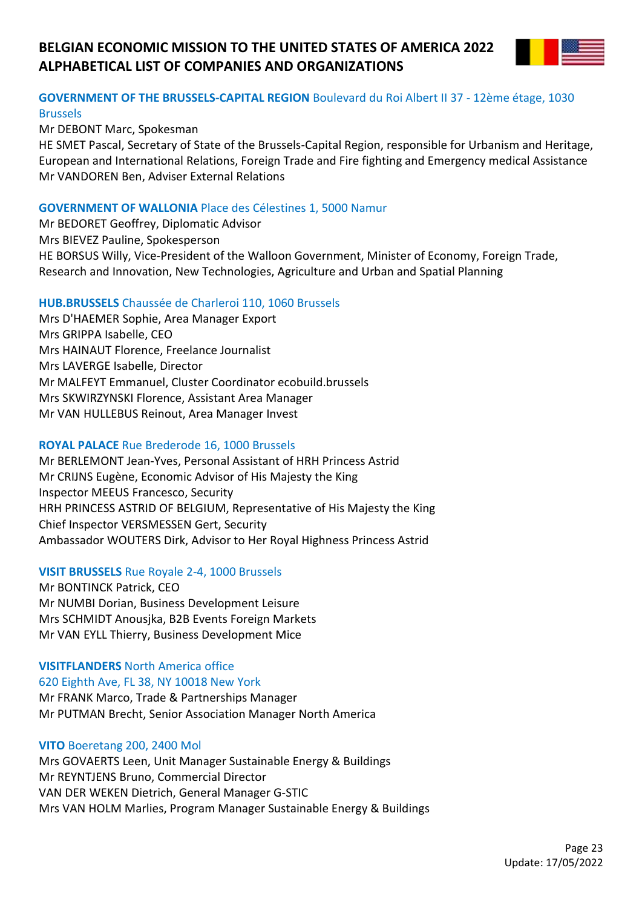# BELGIAN ECONOMIC MISSION TO THE UNITED STATES OF AMERICA 2022
# ALPHABETICAL LIST OF COMPANIES AND ORGANIZATIONS

**GOVERNMENT OF THE BRUSSELS-CAPITAL REGION** Boulevard du Roi Albert II 37 - 12ème étage, 1030 Brussels

Mr DEBONT Marc, Spokesman
HE SMET Pascal, Secretary of State of the Brussels-Capital Region, responsible for Urbanism and Heritage, European and International Relations, Foreign Trade and Fire fighting and Emergency medical Assistance
Mr VANDOREN Ben, Adviser External Relations

**GOVERNMENT OF WALLONIA** Place des Célestines 1, 5000 Namur

Mr BEDORET Geoffrey, Diplomatic Advisor
Mrs BIEVEZ Pauline, Spokesperson
HE BORSUS Willy, Vice-President of the Walloon Government, Minister of Economy, Foreign Trade, Research and Innovation, New Technologies, Agriculture and Urban and Spatial Planning

**HUB.BRUSSELS** Chaussée de Charleroi 110, 1060 Brussels

Mrs D'HAEMER Sophie, Area Manager Export
Mrs GRIPPA Isabelle, CEO
Mrs HAINAUT Florence, Freelance Journalist
Mrs LAVERGE Isabelle, Director
Mr MALFEYT Emmanuel, Cluster Coordinator ecobuild.brussels
Mrs SKWIRZYNSKI Florence, Assistant Area Manager
Mr VAN HULLEBUS Reinout, Area Manager Invest

**ROYAL PALACE** Rue Brederode 16, 1000 Brussels

Mr BERLEMONT Jean-Yves, Personal Assistant of HRH Princess Astrid
Mr CRIJNS Eugène, Economic Advisor of His Majesty the King
Inspector MEEUS Francesco, Security
HRH PRINCESS ASTRID OF BELGIUM, Representative of His Majesty the King
Chief Inspector VERSMESSEN Gert, Security
Ambassador WOUTERS Dirk, Advisor to Her Royal Highness Princess Astrid

**VISIT BRUSSELS** Rue Royale 2-4, 1000 Brussels

Mr BONTINCK Patrick, CEO
Mr NUMBI Dorian, Business Development Leisure
Mrs SCHMIDT Anousjka, B2B Events Foreign Markets
Mr VAN EYLL Thierry, Business Development Mice

**VISITFLANDERS** North America office
620 Eighth Ave, FL 38, NY 10018 New York

Mr FRANK Marco, Trade & Partnerships Manager
Mr PUTMAN Brecht, Senior Association Manager North America

**VITO** Boeretang 200, 2400 Mol

Mrs GOVAERTS Leen, Unit Manager Sustainable Energy & Buildings
Mr REYNTJENS Bruno, Commercial Director
VAN DER WEKEN Dietrich, General Manager G-STIC
Mrs VAN HOLM Marlies, Program Manager Sustainable Energy & Buildings

Update: 17/05/2022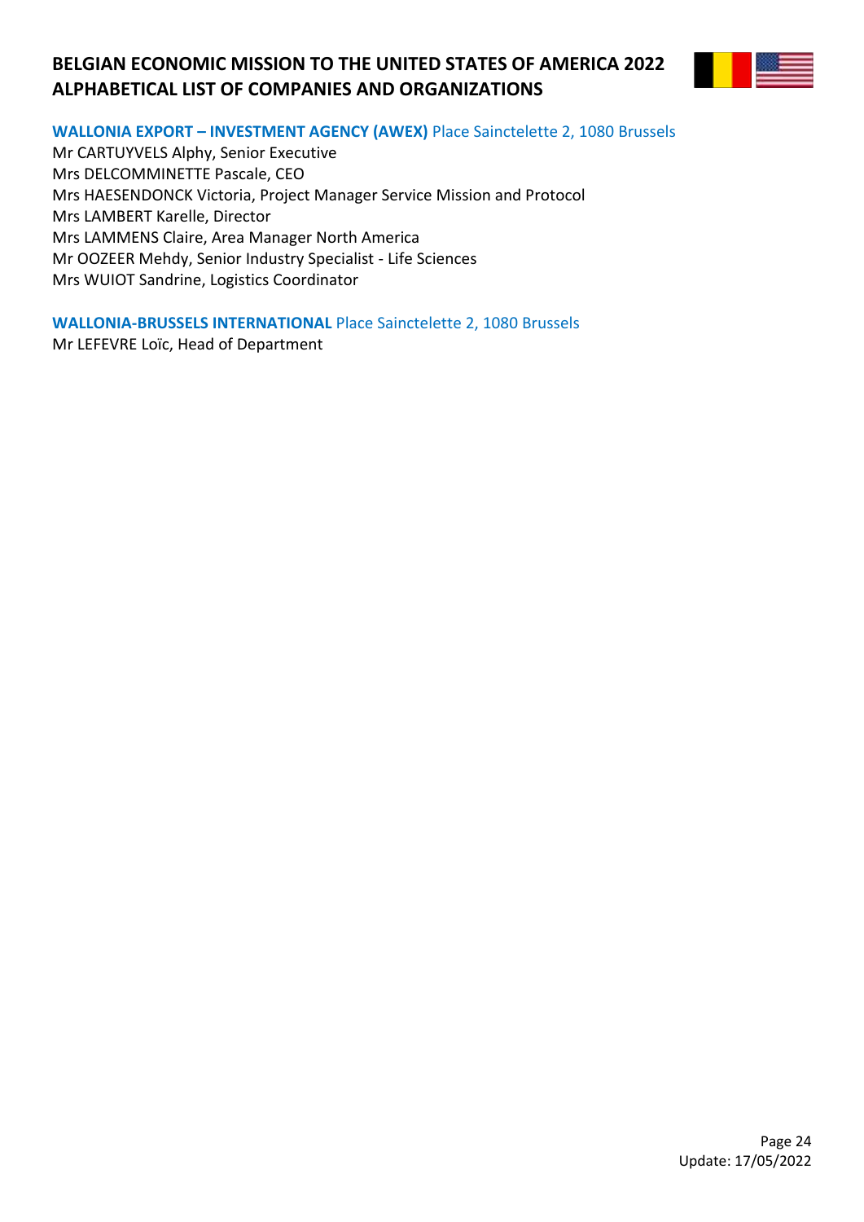**WALLONIA EXPORT – INVESTMENT AGENCY (AWEX)** Place Sainctelette 2, 1080 Brussels
Mr CARTUYVELS Alphy, Senior Executive
Mrs DELCOMMINETTE Pascale, CEO
Mrs HAESENDONCK Victoria, Project Manager Service Mission and Protocol
Mrs LAMBERT Karelle, Director
Mrs LAMMENS Claire, Area Manager North America
Mr OOZEER Mehdy, Senior Industry Specialist - Life Sciences
Mrs WUIOT Sandrine, Logistics Coordinator

**WALLONIA-BRUSSELS INTERNATIONAL** Place Sainctelette 2, 1080 Brussels
Mr LEFEVRE Loïc, Head of Department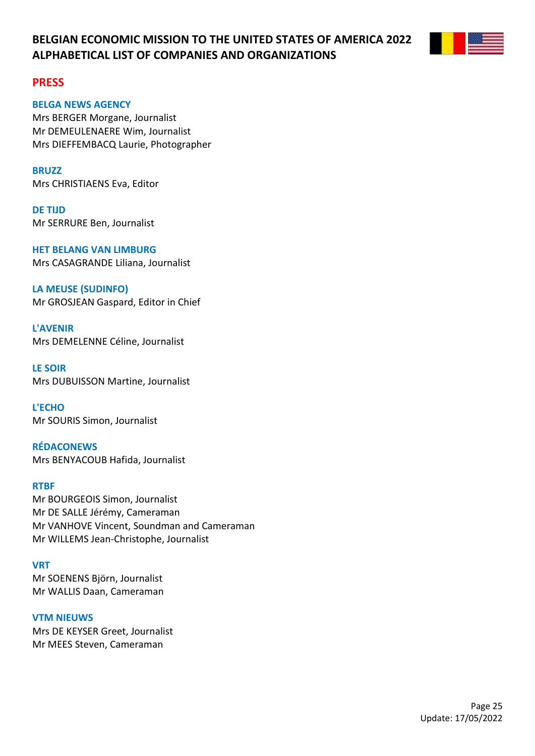# BELGIAN ECONOMIC MISSION TO THE UNITED STATES OF AMERICA 2022
# ALPHABETICAL LIST OF COMPANIES AND ORGANIZATIONS

## PRESS

### BELGA NEWS AGENCY
Mrs BERGER Morgane, Journalist
Mr DEMEULENAERE Wim, Journalist
Mrs DIEFFEMBACQ Laurie, Photographer

### BRUZZ
Mrs CHRISTIAENS Eva, Editor

### DE TIJD
Mr SERRURE Ben, Journalist

### HET BELANG VAN LIMBURG
Mrs CASAGRANDE Liliana, Journalist

### LA MEUSE (SUDINFO)
Mr GROSJEAN Gaspard, Editor in Chief

### L'AVENIR
Mrs DEMELENNE Céline, Journalist

### LE SOIR
Mrs DUBUISSON Martine, Journalist

### L'ECHO
Mr SOURIS Simon, Journalist

### RÉDACONEWS
Mrs BENYACOUB Hafida, Journalist

### RTBF
Mr BOURGEOIS Simon, Journalist
Mr DE SALLE Jérémy, Cameraman
Mr VANHOVE Vincent, Soundman and Cameraman
Mr WILLEMS Jean-Christophe, Journalist

### VRT
Mr SOENENS Björn, Journalist
Mr WALLIS Daan, Cameraman

### VTM NIEUWS
Mrs DE KEYSER Greet, Journalist
Mr MEES Steven, Cameraman

Update: 17/05/2022